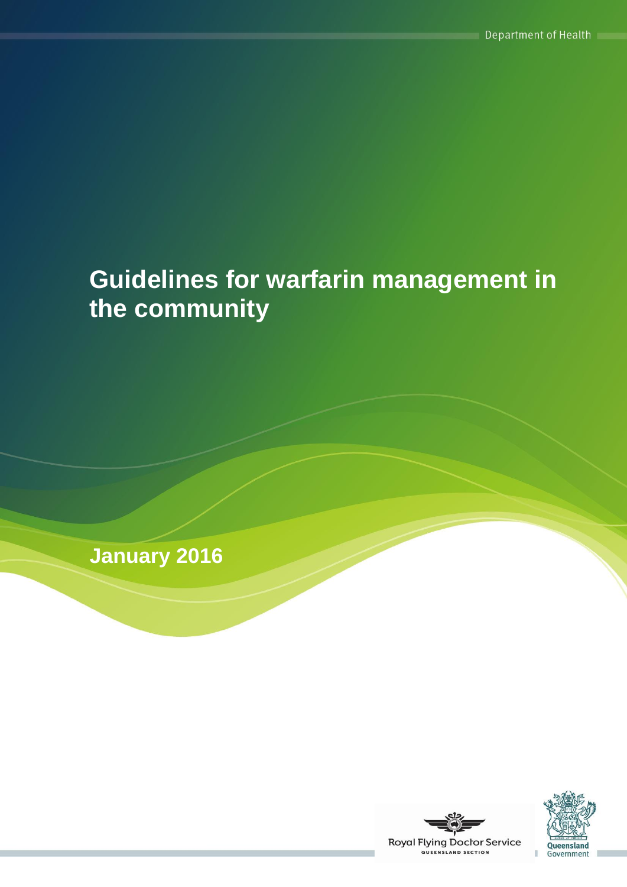Department of Health

# Guidelines for warfarin management in the community

January 2016

Royal Flying Doctor Service
QUEENSLAND SECTION

Queensland Government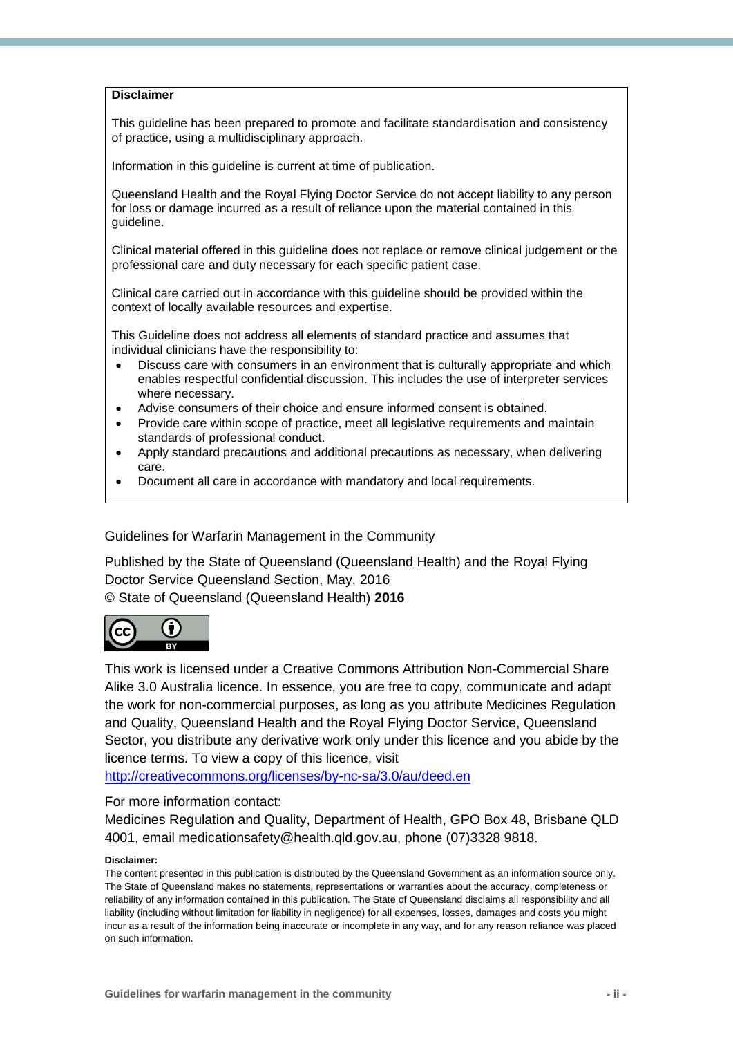**Disclaimer**

This guideline has been prepared to promote and facilitate standardisation and consistency of practice, using a multidisciplinary approach.

Information in this guideline is current at time of publication.

Queensland Health and the Royal Flying Doctor Service do not accept liability to any person for loss or damage incurred as a result of reliance upon the material contained in this guideline.

Clinical material offered in this guideline does not replace or remove clinical judgement or the professional care and duty necessary for each specific patient case.

Clinical care carried out in accordance with this guideline should be provided within the context of locally available resources and expertise.

This Guideline does not address all elements of standard practice and assumes that individual clinicians have the responsibility to:

- Discuss care with consumers in an environment that is culturally appropriate and which enables respectful confidential discussion. This includes the use of interpreter services where necessary.
- Advise consumers of their choice and ensure informed consent is obtained.
- Provide care within scope of practice, meet all legislative requirements and maintain standards of professional conduct.
- Apply standard precautions and additional precautions as necessary, when delivering care.
- Document all care in accordance with mandatory and local requirements.

Guidelines for Warfarin Management in the Community

Published by the State of Queensland (Queensland Health) and the Royal Flying Doctor Service Queensland Section, May, 2016

© State of Queensland (Queensland Health) **2016**

This work is licensed under a Creative Commons Attribution Non-Commercial Share Alike 3.0 Australia licence. In essence, you are free to copy, communicate and adapt the work for non-commercial purposes, as long as you attribute Medicines Regulation and Quality, Queensland Health and the Royal Flying Doctor Service, Queensland Sector, you distribute any derivative work only under this licence and you abide by the licence terms. To view a copy of this licence, visit http://creativecommons.org/licenses/by-nc-sa/3.0/au/deed.en

For more information contact:
Medicines Regulation and Quality, Department of Health, GPO Box 48, Brisbane QLD 4001, email medicationsafety@health.qld.gov.au, phone (07)3328 9818.

**Disclaimer:**

The content presented in this publication is distributed by the Queensland Government as an information source only. The State of Queensland makes no statements, representations or warranties about the accuracy, completeness or reliability of any information contained in this publication. The State of Queensland disclaims all responsibility and all liability (including without limitation for liability in negligence) for all expenses, losses, damages and costs you might incur as a result of the information being inaccurate or incomplete in any way, and for any reason reliance was placed on such information.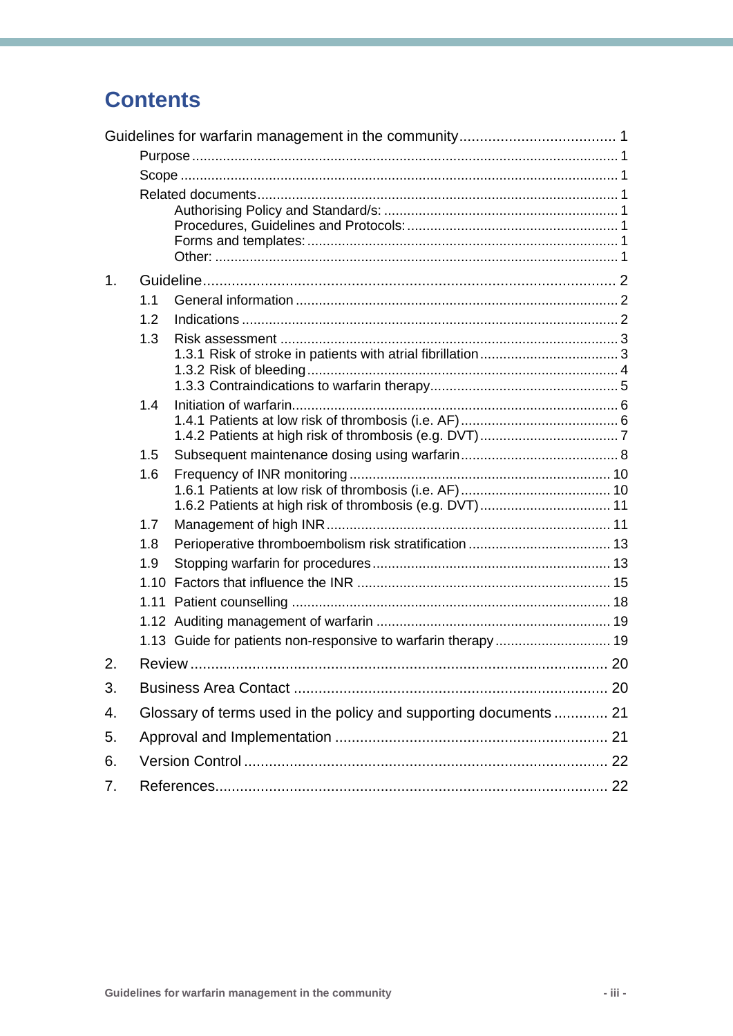# Contents

Guidelines for warfarin management in the community ..... 1

- Purpose ..... 1
- Scope ..... 1
- Related documents ..... 1
  - Authorising Policy and Standard/s: ..... 1
  - Procedures, Guidelines and Protocols: ..... 1
  - Forms and templates: ..... 1
  - Other: ..... 1

1. Guideline ..... 2
   - 1.1 General information ..... 2
   - 1.2 Indications ..... 2
   - 1.3 Risk assessment ..... 3
     - 1.3.1 Risk of stroke in patients with atrial fibrillation ..... 3
     - 1.3.2 Risk of bleeding ..... 4
     - 1.3.3 Contraindications to warfarin therapy ..... 5
   - 1.4 Initiation of warfarin ..... 6
     - 1.4.1 Patients at low risk of thrombosis (i.e. AF) ..... 6
     - 1.4.2 Patients at high risk of thrombosis (e.g. DVT) ..... 7
   - 1.5 Subsequent maintenance dosing using warfarin ..... 8
   - 1.6 Frequency of INR monitoring ..... 10
     - 1.6.1 Patients at low risk of thrombosis (i.e. AF) ..... 10
     - 1.6.2 Patients at high risk of thrombosis (e.g. DVT) ..... 11
   - 1.7 Management of high INR ..... 11
   - 1.8 Perioperative thromboembolism risk stratification ..... 13
   - 1.9 Stopping warfarin for procedures ..... 13
   - 1.10 Factors that influence the INR ..... 15
   - 1.11 Patient counselling ..... 18
   - 1.12 Auditing management of warfarin ..... 19
   - 1.13 Guide for patients non-responsive to warfarin therapy ..... 19
2. Review ..... 20
3. Business Area Contact ..... 20
4. Glossary of terms used in the policy and supporting documents ..... 21
5. Approval and Implementation ..... 21
6. Version Control ..... 22
7. References ..... 22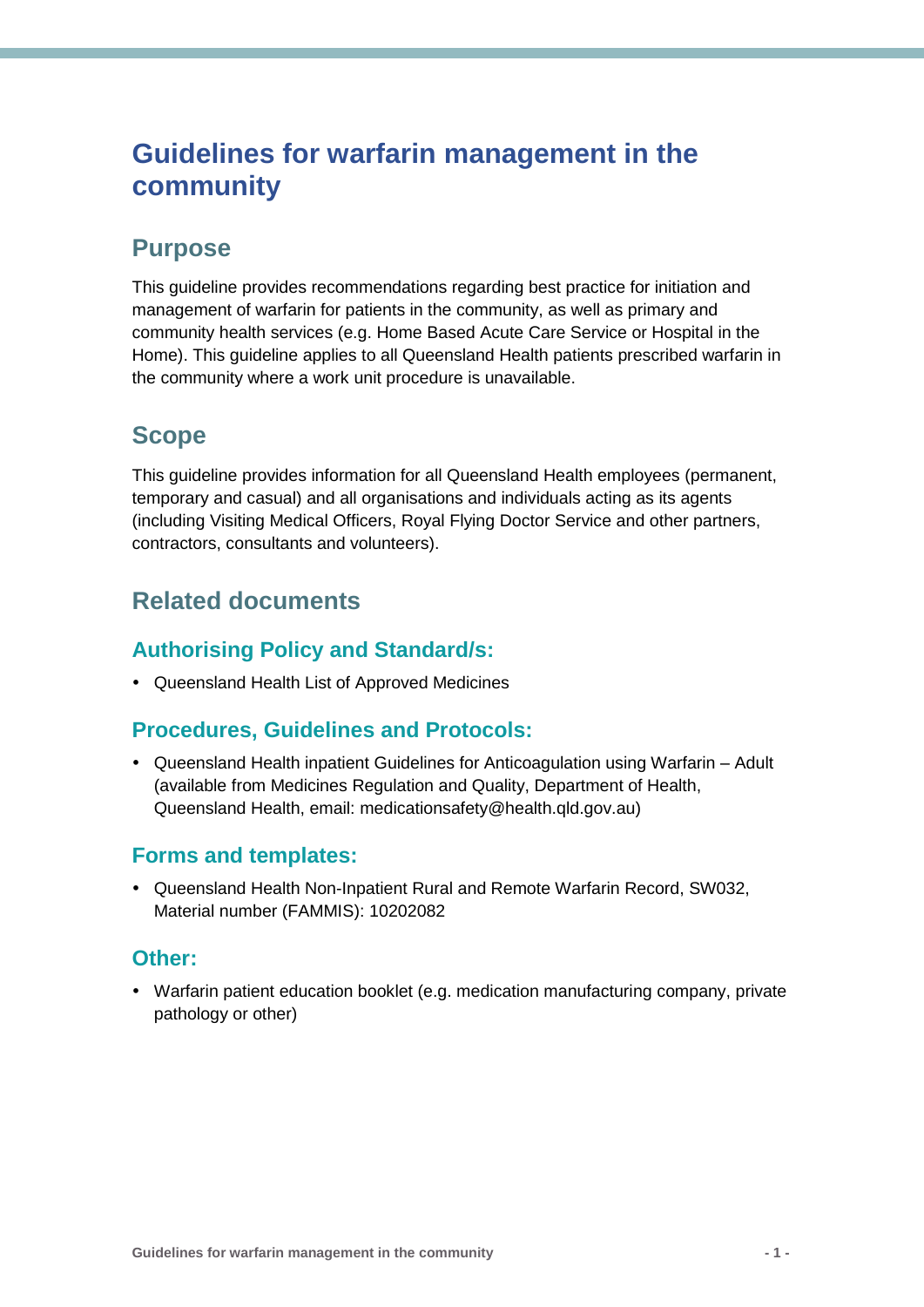# Guidelines for warfarin management in the community

## Purpose

This guideline provides recommendations regarding best practice for initiation and management of warfarin for patients in the community, as well as primary and community health services (e.g. Home Based Acute Care Service or Hospital in the Home). This guideline applies to all Queensland Health patients prescribed warfarin in the community where a work unit procedure is unavailable.

## Scope

This guideline provides information for all Queensland Health employees (permanent, temporary and casual) and all organisations and individuals acting as its agents (including Visiting Medical Officers, Royal Flying Doctor Service and other partners, contractors, consultants and volunteers).

## Related documents

### Authorising Policy and Standard/s:

- Queensland Health List of Approved Medicines

### Procedures, Guidelines and Protocols:

- Queensland Health inpatient Guidelines for Anticoagulation using Warfarin – Adult (available from Medicines Regulation and Quality, Department of Health, Queensland Health, email: medicationsafety@health.qld.gov.au)

### Forms and templates:

- Queensland Health Non-Inpatient Rural and Remote Warfarin Record, SW032, Material number (FAMMIS): 10202082

### Other:

- Warfarin patient education booklet (e.g. medication manufacturing company, private pathology or other)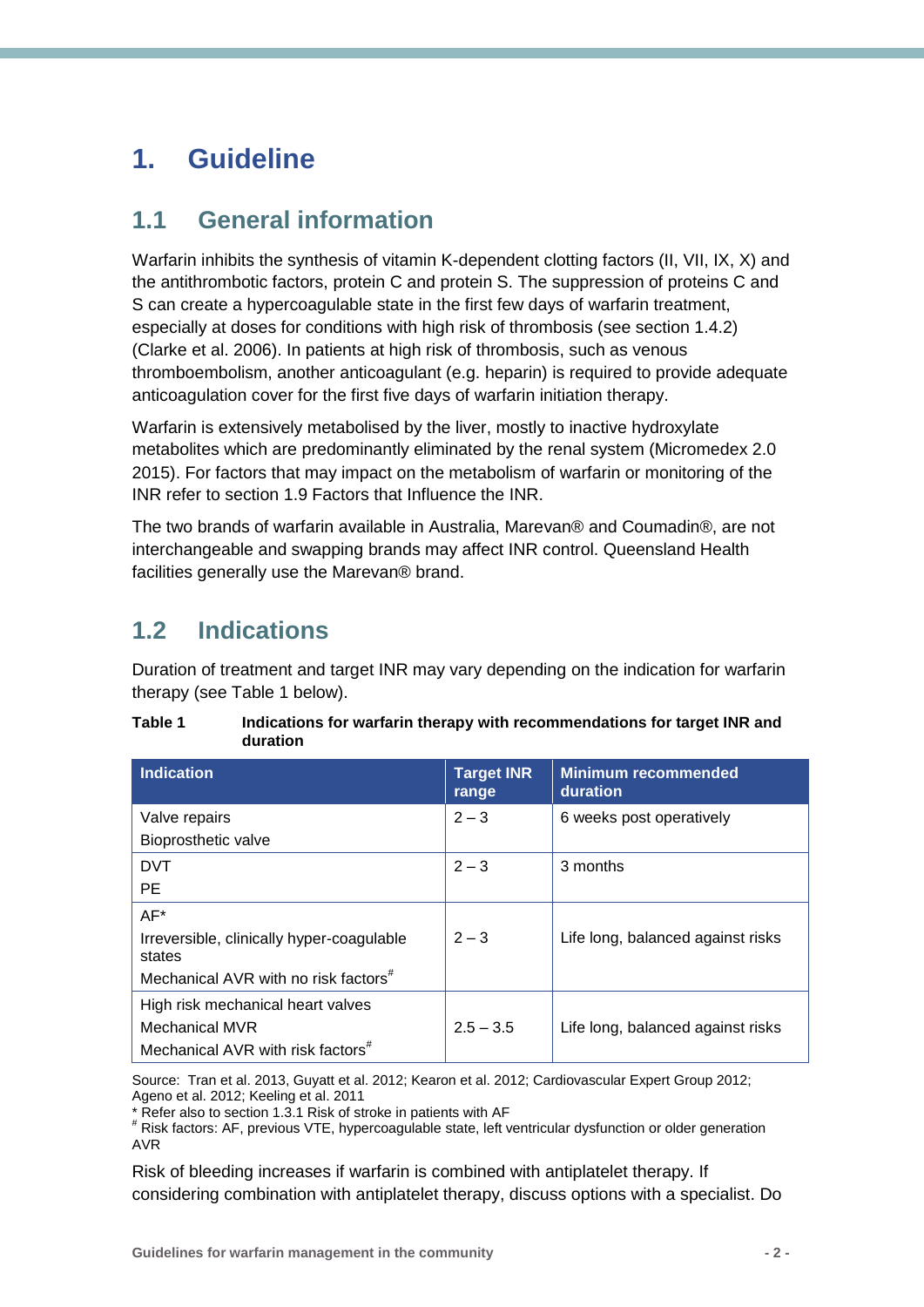# 1. Guideline

## 1.1 General information

Warfarin inhibits the synthesis of vitamin K-dependent clotting factors (II, VII, IX, X) and the antithrombotic factors, protein C and protein S. The suppression of proteins C and S can create a hypercoagulable state in the first few days of warfarin treatment, especially at doses for conditions with high risk of thrombosis (see section 1.4.2) (Clarke et al. 2006). In patients at high risk of thrombosis, such as venous thromboembolism, another anticoagulant (e.g. heparin) is required to provide adequate anticoagulation cover for the first five days of warfarin initiation therapy.

Warfarin is extensively metabolised by the liver, mostly to inactive hydroxylate metabolites which are predominantly eliminated by the renal system (Micromedex 2.0 2015). For factors that may impact on the metabolism of warfarin or monitoring of the INR refer to section 1.9 Factors that Influence the INR.

The two brands of warfarin available in Australia, Marevan® and Coumadin®, are not interchangeable and swapping brands may affect INR control. Queensland Health facilities generally use the Marevan® brand.

## 1.2 Indications

Duration of treatment and target INR may vary depending on the indication for warfarin therapy (see Table 1 below).

**Table 1 Indications for warfarin therapy with recommendations for target INR and duration**

| Indication | Target INR range | Minimum recommended duration |
|---|---|---|
| Valve repairs<br>Bioprosthetic valve | 2 – 3 | 6 weeks post operatively |
| DVT<br>PE | 2 – 3 | 3 months |
| AF*<br>Irreversible, clinically hyper-coagulable states<br>Mechanical AVR with no risk factors# | 2 – 3 | Life long, balanced against risks |
| High risk mechanical heart valves<br>Mechanical MVR<br>Mechanical AVR with risk factors# | 2.5 – 3.5 | Life long, balanced against risks |

Source: Tran et al. 2013, Guyatt et al. 2012; Kearon et al. 2012; Cardiovascular Expert Group 2012; Ageno et al. 2012; Keeling et al. 2011

* Refer also to section 1.3.1 Risk of stroke in patients with AF

# Risk factors: AF, previous VTE, hypercoagulable state, left ventricular dysfunction or older generation AVR

Risk of bleeding increases if warfarin is combined with antiplatelet therapy. If considering combination with antiplatelet therapy, discuss options with a specialist. Do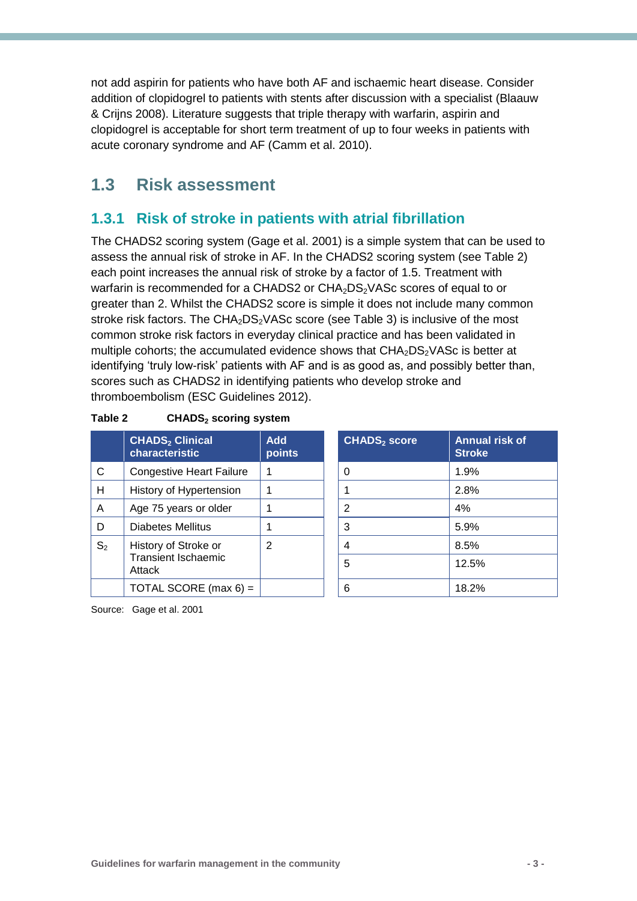not add aspirin for patients who have both AF and ischaemic heart disease. Consider addition of clopidogrel to patients with stents after discussion with a specialist (Blaauw & Crijns 2008). Literature suggests that triple therapy with warfarin, aspirin and clopidogrel is acceptable for short term treatment of up to four weeks in patients with acute coronary syndrome and AF (Camm et al. 2010).

## 1.3 Risk assessment

### 1.3.1 Risk of stroke in patients with atrial fibrillation

The CHADS2 scoring system (Gage et al. 2001) is a simple system that can be used to assess the annual risk of stroke in AF. In the CHADS2 scoring system (see Table 2) each point increases the annual risk of stroke by a factor of 1.5. Treatment with warfarin is recommended for a CHADS2 or $CHA_2DS_2VASc$ scores of equal to or greater than 2. Whilst the CHADS2 score is simple it does not include many common stroke risk factors. The $CHA_2DS_2VASc$ score (see Table 3) is inclusive of the most common stroke risk factors in everyday clinical practice and has been validated in multiple cohorts; the accumulated evidence shows that $CHA_2DS_2VASc$ is better at identifying 'truly low-risk' patients with AF and is as good as, and possibly better than, scores such as CHADS2 in identifying patients who develop stroke and thromboembolism (ESC Guidelines 2012).

**Table 2 $CHADS_2$ scoring system**

| | $CHADS_2$ Clinical characteristic | Add points |
|---|---|---|
| C | Congestive Heart Failure | 1 |
| H | History of Hypertension | 1 |
| A | Age 75 years or older | 1 |
| D | Diabetes Mellitus | 1 |
| $S_2$ | History of Stroke or Transient Ischaemic Attack | 2 |
| | TOTAL SCORE (max 6) = | |

| $CHADS_2$ score | Annual risk of Stroke |
|---|---|
| 0 | 1.9% |
| 1 | 2.8% |
| 2 | 4% |
| 3 | 5.9% |
| 4 | 8.5% |
| 5 | 12.5% |
| 6 | 18.2% |

Source: Gage et al. 2001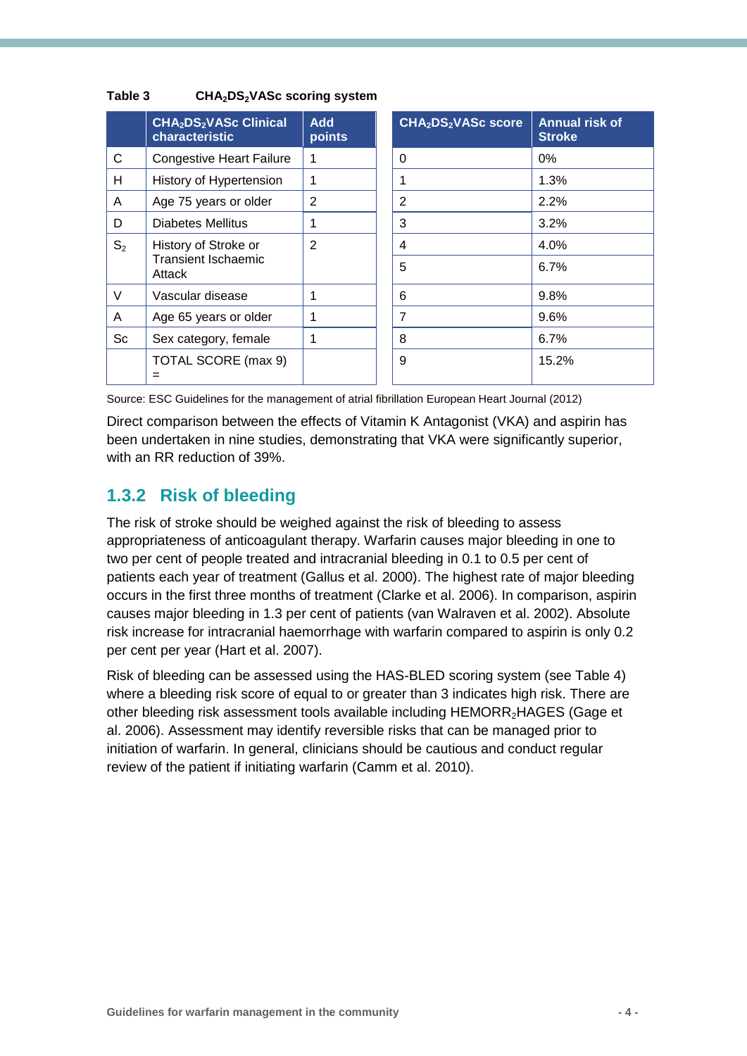**Table 3 $CHA_2DS_2VASc$ scoring system**

| | $CHA_2DS_2VASc$ Clinical characteristic | Add points |
|---|---|---|
| C | Congestive Heart Failure | 1 |
| H | History of Hypertension | 1 |
| A | Age 75 years or older | 2 |
| D | Diabetes Mellitus | 1 |
| $S_2$ | History of Stroke or Transient Ischaemic Attack | 2 |
| V | Vascular disease | 1 |
| A | Age 65 years or older | 1 |
| Sc | Sex category, female | 1 |
| | TOTAL SCORE (max 9) = | |

| $CHA_2DS_2VASc$ score | Annual risk of Stroke |
|---|---|
| 0 | 0% |
| 1 | 1.3% |
| 2 | 2.2% |
| 3 | 3.2% |
| 4 | 4.0% |
| 5 | 6.7% |
| 6 | 9.8% |
| 7 | 9.6% |
| 8 | 6.7% |
| 9 | 15.2% |

Source: ESC Guidelines for the management of atrial fibrillation European Heart Journal (2012)

Direct comparison between the effects of Vitamin K Antagonist (VKA) and aspirin has been undertaken in nine studies, demonstrating that VKA were significantly superior, with an RR reduction of 39%.

## 1.3.2 Risk of bleeding

The risk of stroke should be weighed against the risk of bleeding to assess appropriateness of anticoagulant therapy. Warfarin causes major bleeding in one to two per cent of people treated and intracranial bleeding in 0.1 to 0.5 per cent of patients each year of treatment (Gallus et al. 2000). The highest rate of major bleeding occurs in the first three months of treatment (Clarke et al. 2006). In comparison, aspirin causes major bleeding in 1.3 per cent of patients (van Walraven et al. 2002). Absolute risk increase for intracranial haemorrhage with warfarin compared to aspirin is only 0.2 per cent per year (Hart et al. 2007).

Risk of bleeding can be assessed using the HAS-BLED scoring system (see Table 4) where a bleeding risk score of equal to or greater than 3 indicates high risk. There are other bleeding risk assessment tools available including $HEMORR_2HAGES$ (Gage et al. 2006). Assessment may identify reversible risks that can be managed prior to initiation of warfarin. In general, clinicians should be cautious and conduct regular review of the patient if initiating warfarin (Camm et al. 2010).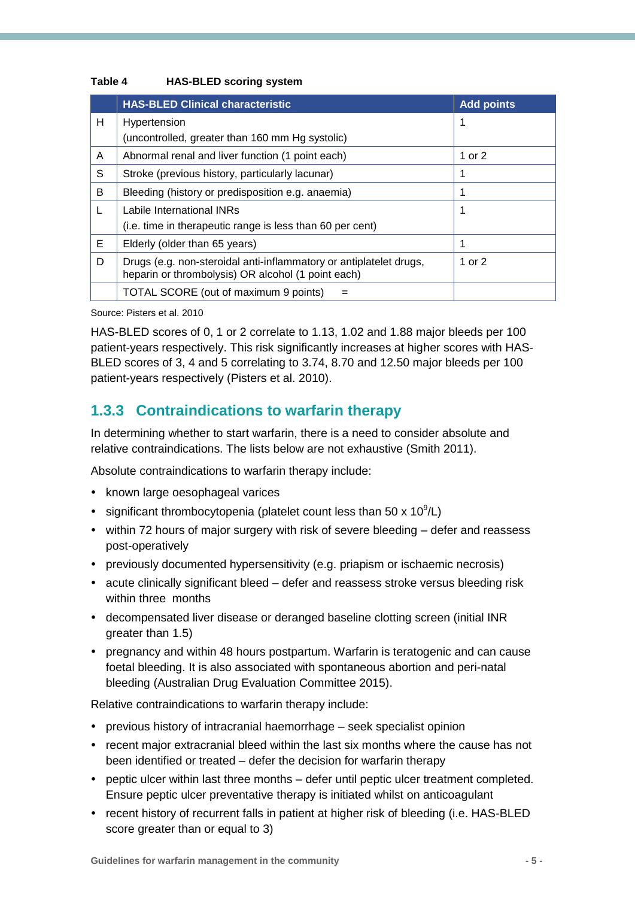**Table 4 HAS-BLED scoring system**

| | HAS-BLED Clinical characteristic | Add points |
|---|---|---|
| H | Hypertension<br>(uncontrolled, greater than 160 mm Hg systolic) | 1 |
| A | Abnormal renal and liver function (1 point each) | 1 or 2 |
| S | Stroke (previous history, particularly lacunar) | 1 |
| B | Bleeding (history or predisposition e.g. anaemia) | 1 |
| L | Labile International INRs<br>(i.e. time in therapeutic range is less than 60 per cent) | 1 |
| E | Elderly (older than 65 years) | 1 |
| D | Drugs (e.g. non-steroidal anti-inflammatory or antiplatelet drugs, heparin or thrombolysis) OR alcohol (1 point each) | 1 or 2 |
| | TOTAL SCORE (out of maximum 9 points) = | |

Source: Pisters et al. 2010

HAS-BLED scores of 0, 1 or 2 correlate to 1.13, 1.02 and 1.88 major bleeds per 100 patient-years respectively. This risk significantly increases at higher scores with HAS-BLED scores of 3, 4 and 5 correlating to 3.74, 8.70 and 12.50 major bleeds per 100 patient-years respectively (Pisters et al. 2010).

### 1.3.3 Contraindications to warfarin therapy

In determining whether to start warfarin, there is a need to consider absolute and relative contraindications. The lists below are not exhaustive (Smith 2011).

Absolute contraindications to warfarin therapy include:

- known large oesophageal varices
- significant thrombocytopenia (platelet count less than 50 x $10^9$/L)
- within 72 hours of major surgery with risk of severe bleeding – defer and reassess post-operatively
- previously documented hypersensitivity (e.g. priapism or ischaemic necrosis)
- acute clinically significant bleed – defer and reassess stroke versus bleeding risk within three months
- decompensated liver disease or deranged baseline clotting screen (initial INR greater than 1.5)
- pregnancy and within 48 hours postpartum. Warfarin is teratogenic and can cause foetal bleeding. It is also associated with spontaneous abortion and peri-natal bleeding (Australian Drug Evaluation Committee 2015).

Relative contraindications to warfarin therapy include:

- previous history of intracranial haemorrhage – seek specialist opinion
- recent major extracranial bleed within the last six months where the cause has not been identified or treated – defer the decision for warfarin therapy
- peptic ulcer within last three months – defer until peptic ulcer treatment completed. Ensure peptic ulcer preventative therapy is initiated whilst on anticoagulant
- recent history of recurrent falls in patient at higher risk of bleeding (i.e. HAS-BLED score greater than or equal to 3)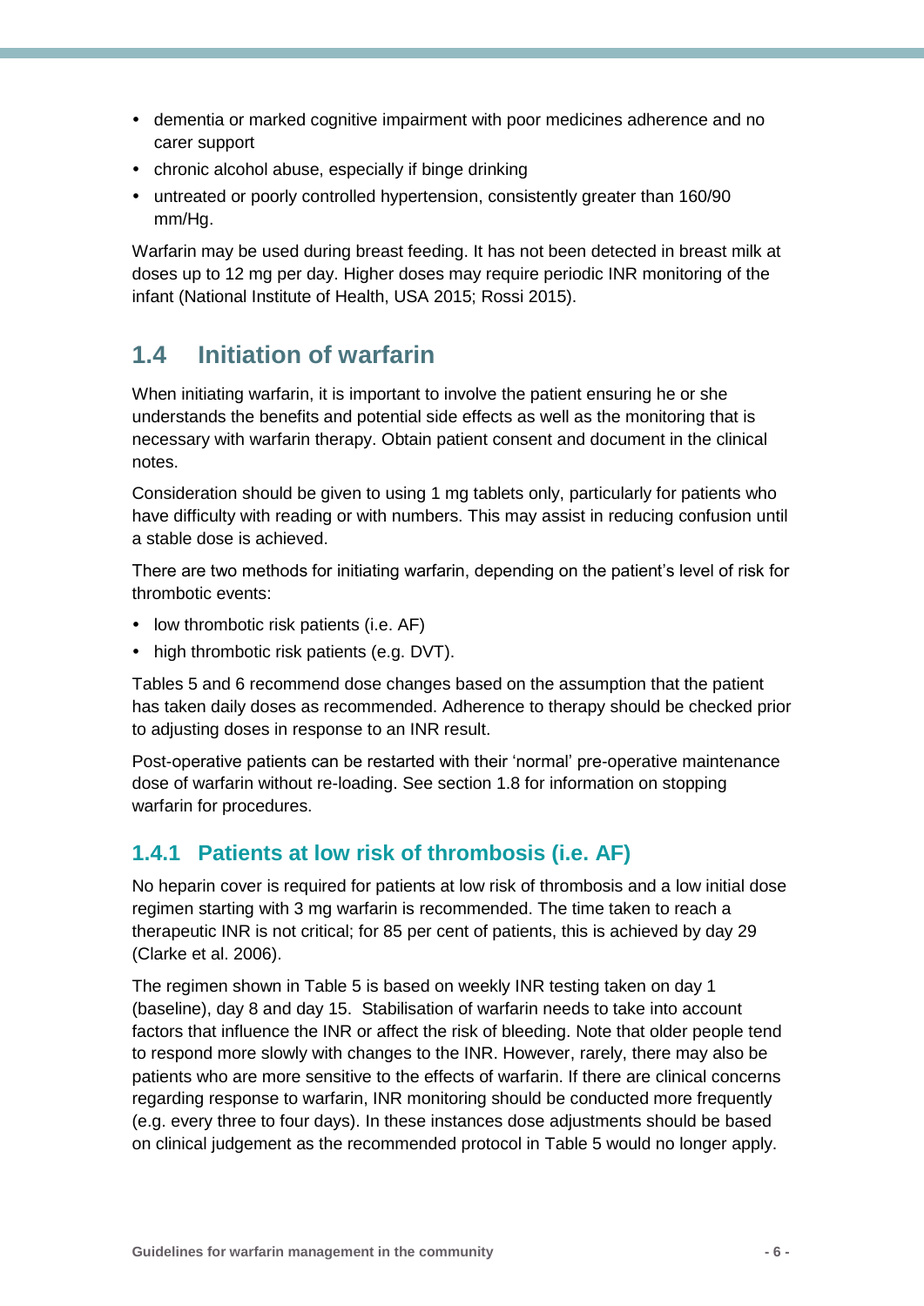- dementia or marked cognitive impairment with poor medicines adherence and no carer support
- chronic alcohol abuse, especially if binge drinking
- untreated or poorly controlled hypertension, consistently greater than 160/90 mm/Hg.

Warfarin may be used during breast feeding. It has not been detected in breast milk at doses up to 12 mg per day. Higher doses may require periodic INR monitoring of the infant (National Institute of Health, USA 2015; Rossi 2015).

## 1.4 Initiation of warfarin

When initiating warfarin, it is important to involve the patient ensuring he or she understands the benefits and potential side effects as well as the monitoring that is necessary with warfarin therapy. Obtain patient consent and document in the clinical notes.

Consideration should be given to using 1 mg tablets only, particularly for patients who have difficulty with reading or with numbers. This may assist in reducing confusion until a stable dose is achieved.

There are two methods for initiating warfarin, depending on the patient's level of risk for thrombotic events:

- low thrombotic risk patients (i.e. AF)
- high thrombotic risk patients (e.g. DVT).

Tables 5 and 6 recommend dose changes based on the assumption that the patient has taken daily doses as recommended. Adherence to therapy should be checked prior to adjusting doses in response to an INR result.

Post-operative patients can be restarted with their 'normal' pre-operative maintenance dose of warfarin without re-loading. See section 1.8 for information on stopping warfarin for procedures.

### 1.4.1 Patients at low risk of thrombosis (i.e. AF)

No heparin cover is required for patients at low risk of thrombosis and a low initial dose regimen starting with 3 mg warfarin is recommended. The time taken to reach a therapeutic INR is not critical; for 85 per cent of patients, this is achieved by day 29 (Clarke et al. 2006).

The regimen shown in Table 5 is based on weekly INR testing taken on day 1 (baseline), day 8 and day 15. Stabilisation of warfarin needs to take into account factors that influence the INR or affect the risk of bleeding. Note that older people tend to respond more slowly with changes to the INR. However, rarely, there may also be patients who are more sensitive to the effects of warfarin. If there are clinical concerns regarding response to warfarin, INR monitoring should be conducted more frequently (e.g. every three to four days). In these instances dose adjustments should be based on clinical judgement as the recommended protocol in Table 5 would no longer apply.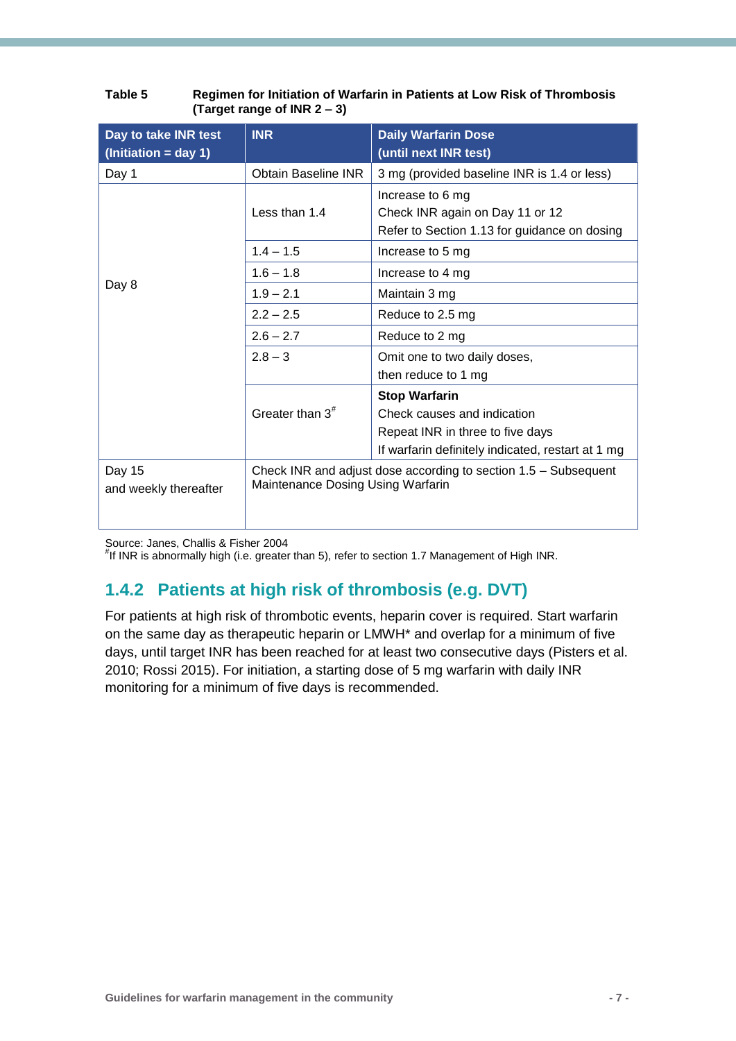**Table 5 Regimen for Initiation of Warfarin in Patients at Low Risk of Thrombosis (Target range of INR 2 – 3)**

| Day to take INR test (Initiation = day 1) | INR | Daily Warfarin Dose (until next INR test) |
|---|---|---|
| Day 1 | Obtain Baseline INR | 3 mg (provided baseline INR is 1.4 or less) |
| Day 8 | Less than 1.4 | Increase to 6 mg<br>Check INR again on Day 11 or 12<br>Refer to Section 1.13 for guidance on dosing |
| | 1.4 – 1.5 | Increase to 5 mg |
| | 1.6 – 1.8 | Increase to 4 mg |
| | 1.9 – 2.1 | Maintain 3 mg |
| | 2.2 – 2.5 | Reduce to 2.5 mg |
| | 2.6 – 2.7 | Reduce to 2 mg |
| | 2.8 – 3 | Omit one to two daily doses, then reduce to 1 mg |
| | Greater than 3[#] | **Stop Warfarin**<br>Check causes and indication<br>Repeat INR in three to five days<br>If warfarin definitely indicated, restart at 1 mg |
| Day 15 and weekly thereafter | Check INR and adjust dose according to section 1.5 – Subsequent Maintenance Dosing Using Warfarin | |

Source: Janes, Challis & Fisher 2004
[#]If INR is abnormally high (i.e. greater than 5), refer to section 1.7 Management of High INR.

### 1.4.2 Patients at high risk of thrombosis (e.g. DVT)

For patients at high risk of thrombotic events, heparin cover is required. Start warfarin on the same day as therapeutic heparin or LMWH* and overlap for a minimum of five days, until target INR has been reached for at least two consecutive days (Pisters et al. 2010; Rossi 2015). For initiation, a starting dose of 5 mg warfarin with daily INR monitoring for a minimum of five days is recommended.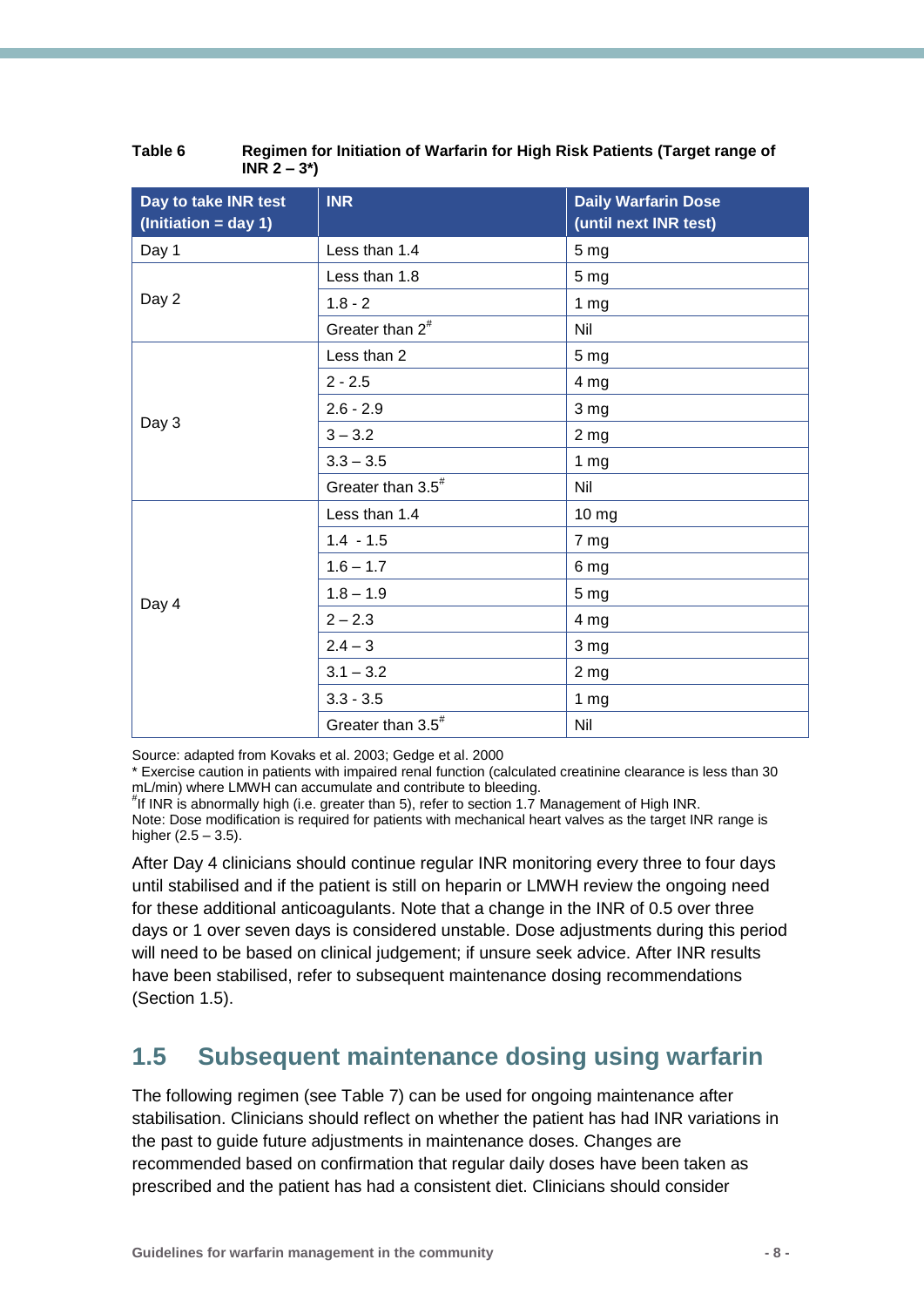**Table 6 Regimen for Initiation of Warfarin for High Risk Patients (Target range of INR 2 – 3*)**

| Day to take INR test (Initiation = day 1) | INR | Daily Warfarin Dose (until next INR test) |
|---|---|---|
| Day 1 | Less than 1.4 | 5 mg |
| Day 2 | Less than 1.8 | 5 mg |
| | 1.8 - 2 | 1 mg |
| | Greater than 2[#] | Nil |
| Day 3 | Less than 2 | 5 mg |
| | 2 - 2.5 | 4 mg |
| | 2.6 - 2.9 | 3 mg |
| | 3 – 3.2 | 2 mg |
| | 3.3 – 3.5 | 1 mg |
| | Greater than 3.5[#] | Nil |
| Day 4 | Less than 1.4 | 10 mg |
| | 1.4 - 1.5 | 7 mg |
| | 1.6 – 1.7 | 6 mg |
| | 1.8 – 1.9 | 5 mg |
| | 2 – 2.3 | 4 mg |
| | 2.4 – 3 | 3 mg |
| | 3.1 – 3.2 | 2 mg |
| | 3.3 - 3.5 | 1 mg |
| | Greater than 3.5[#] | Nil |

Source: adapted from Kovaks et al. 2003; Gedge et al. 2000
* Exercise caution in patients with impaired renal function (calculated creatinine clearance is less than 30 mL/min) where LMWH can accumulate and contribute to bleeding.
[#]If INR is abnormally high (i.e. greater than 5), refer to section 1.7 Management of High INR.
Note: Dose modification is required for patients with mechanical heart valves as the target INR range is higher (2.5 – 3.5).

After Day 4 clinicians should continue regular INR monitoring every three to four days until stabilised and if the patient is still on heparin or LMWH review the ongoing need for these additional anticoagulants. Note that a change in the INR of 0.5 over three days or 1 over seven days is considered unstable. Dose adjustments during this period will need to be based on clinical judgement; if unsure seek advice. After INR results have been stabilised, refer to subsequent maintenance dosing recommendations (Section 1.5).

## 1.5 Subsequent maintenance dosing using warfarin

The following regimen (see Table 7) can be used for ongoing maintenance after stabilisation. Clinicians should reflect on whether the patient has had INR variations in the past to guide future adjustments in maintenance doses. Changes are recommended based on confirmation that regular daily doses have been taken as prescribed and the patient has had a consistent diet. Clinicians should consider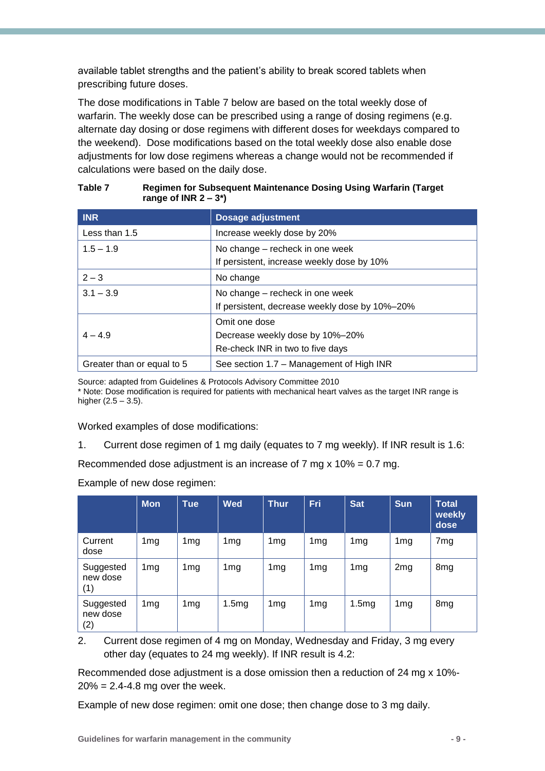available tablet strengths and the patient's ability to break scored tablets when prescribing future doses.

The dose modifications in Table 7 below are based on the total weekly dose of warfarin. The weekly dose can be prescribed using a range of dosing regimens (e.g. alternate day dosing or dose regimens with different doses for weekdays compared to the weekend). Dose modifications based on the total weekly dose also enable dose adjustments for low dose regimens whereas a change would not be recommended if calculations were based on the daily dose.

**Table 7 Regimen for Subsequent Maintenance Dosing Using Warfarin (Target range of INR 2 – 3\*)**

| INR | Dosage adjustment |
|---|---|
| Less than 1.5 | Increase weekly dose by 20% |
| 1.5 – 1.9 | No change – recheck in one week<br>If persistent, increase weekly dose by 10% |
| 2 – 3 | No change |
| 3.1 – 3.9 | No change – recheck in one week<br>If persistent, decrease weekly dose by 10%–20% |
| 4 – 4.9 | Omit one dose<br>Decrease weekly dose by 10%–20%<br>Re-check INR in two to five days |
| Greater than or equal to 5 | See section 1.7 – Management of High INR |

Source: adapted from Guidelines & Protocols Advisory Committee 2010
\* Note: Dose modification is required for patients with mechanical heart valves as the target INR range is higher (2.5 – 3.5).

Worked examples of dose modifications:

1. Current dose regimen of 1 mg daily (equates to 7 mg weekly). If INR result is 1.6:

Recommended dose adjustment is an increase of 7 mg x 10% = 0.7 mg.

Example of new dose regimen:

| | Mon | Tue | Wed | Thur | Fri | Sat | Sun | Total weekly dose |
|---|---|---|---|---|---|---|---|---|
| Current dose | 1mg | 1mg | 1mg | 1mg | 1mg | 1mg | 1mg | 7mg |
| Suggested new dose (1) | 1mg | 1mg | 1mg | 1mg | 1mg | 1mg | 2mg | 8mg |
| Suggested new dose (2) | 1mg | 1mg | 1.5mg | 1mg | 1mg | 1.5mg | 1mg | 8mg |

2. Current dose regimen of 4 mg on Monday, Wednesday and Friday, 3 mg every other day (equates to 24 mg weekly). If INR result is 4.2:

Recommended dose adjustment is a dose omission then a reduction of 24 mg x 10%-20% = 2.4-4.8 mg over the week.

Example of new dose regimen: omit one dose; then change dose to 3 mg daily.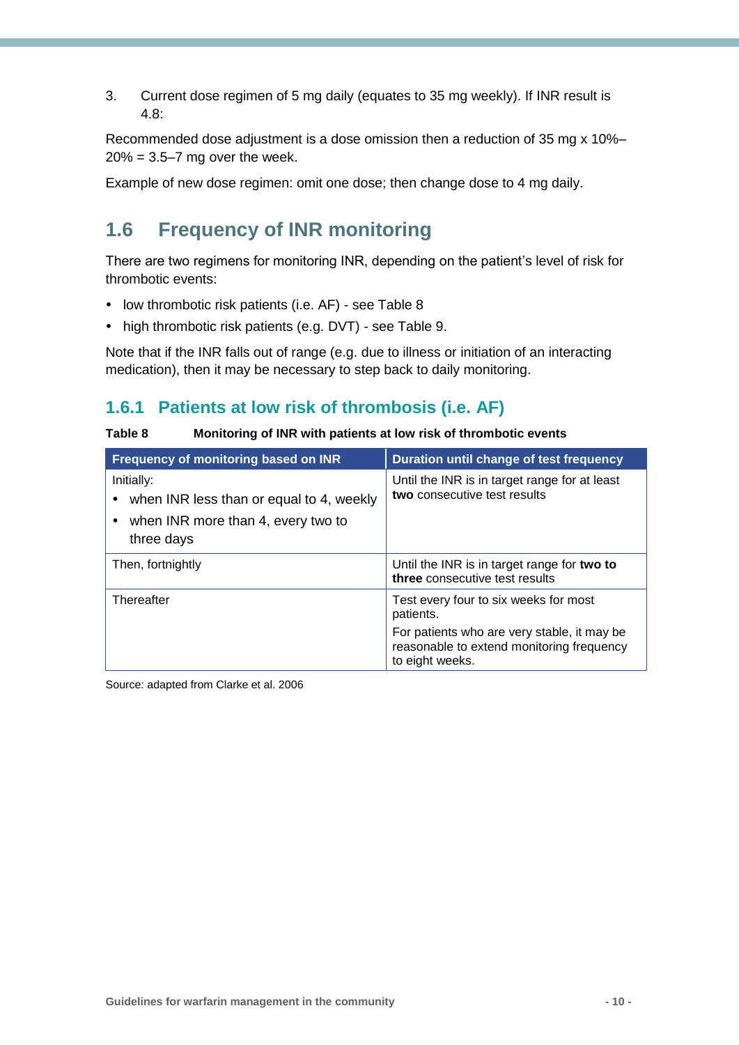3. Current dose regimen of 5 mg daily (equates to 35 mg weekly). If INR result is 4.8:

Recommended dose adjustment is a dose omission then a reduction of 35 mg x 10%–20% = 3.5–7 mg over the week.

Example of new dose regimen: omit one dose; then change dose to 4 mg daily.

## 1.6 Frequency of INR monitoring

There are two regimens for monitoring INR, depending on the patient's level of risk for thrombotic events:

- low thrombotic risk patients (i.e. AF) - see Table 8
- high thrombotic risk patients (e.g. DVT) - see Table 9.

Note that if the INR falls out of range (e.g. due to illness or initiation of an interacting medication), then it may be necessary to step back to daily monitoring.

### 1.6.1 Patients at low risk of thrombosis (i.e. AF)

**Table 8 Monitoring of INR with patients at low risk of thrombotic events**

| Frequency of monitoring based on INR | Duration until change of test frequency |
|---|---|
| Initially:<br>• when INR less than or equal to 4, weekly<br>• when INR more than 4, every two to three days | Until the INR is in target range for at least **two** consecutive test results |
| Then, fortnightly | Until the INR is in target range for **two to three** consecutive test results |
| Thereafter | Test every four to six weeks for most patients.<br>For patients who are very stable, it may be reasonable to extend monitoring frequency to eight weeks. |

Source: adapted from Clarke et al. 2006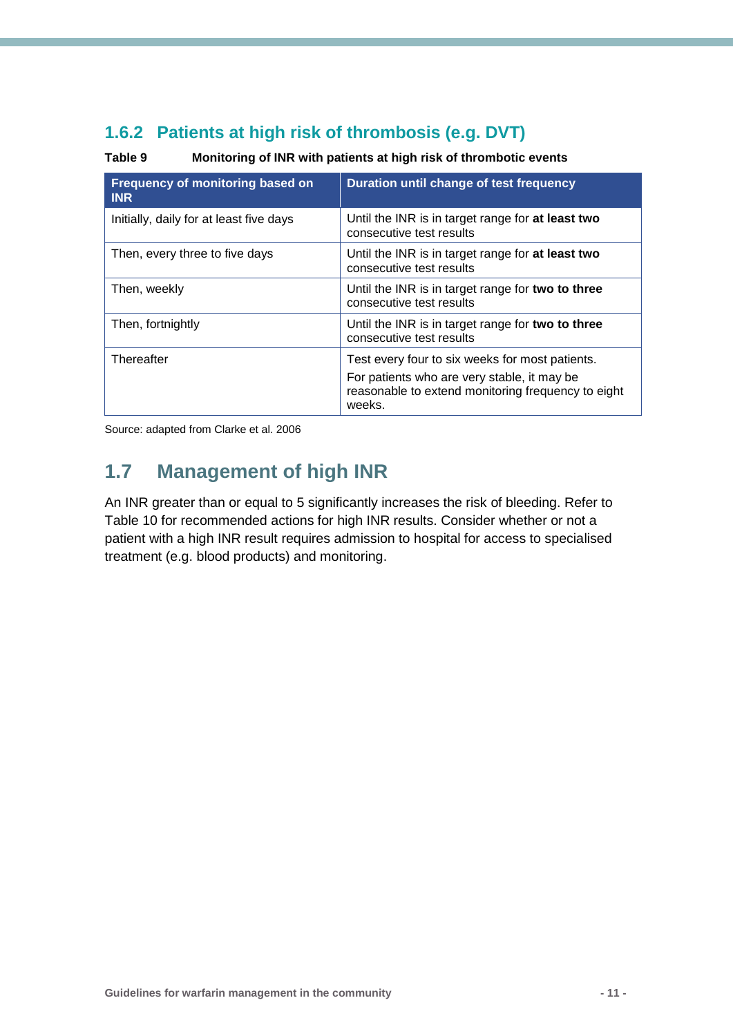### 1.6.2 Patients at high risk of thrombosis (e.g. DVT)

**Table 9 Monitoring of INR with patients at high risk of thrombotic events**

| Frequency of monitoring based on INR | Duration until change of test frequency |
|---|---|
| Initially, daily for at least five days | Until the INR is in target range for **at least two** consecutive test results |
| Then, every three to five days | Until the INR is in target range for **at least two** consecutive test results |
| Then, weekly | Until the INR is in target range for **two to three** consecutive test results |
| Then, fortnightly | Until the INR is in target range for **two to three** consecutive test results |
| Thereafter | Test every four to six weeks for most patients.<br>For patients who are very stable, it may be reasonable to extend monitoring frequency to eight weeks. |

Source: adapted from Clarke et al. 2006

## 1.7 Management of high INR

An INR greater than or equal to 5 significantly increases the risk of bleeding. Refer to Table 10 for recommended actions for high INR results. Consider whether or not a patient with a high INR result requires admission to hospital for access to specialised treatment (e.g. blood products) and monitoring.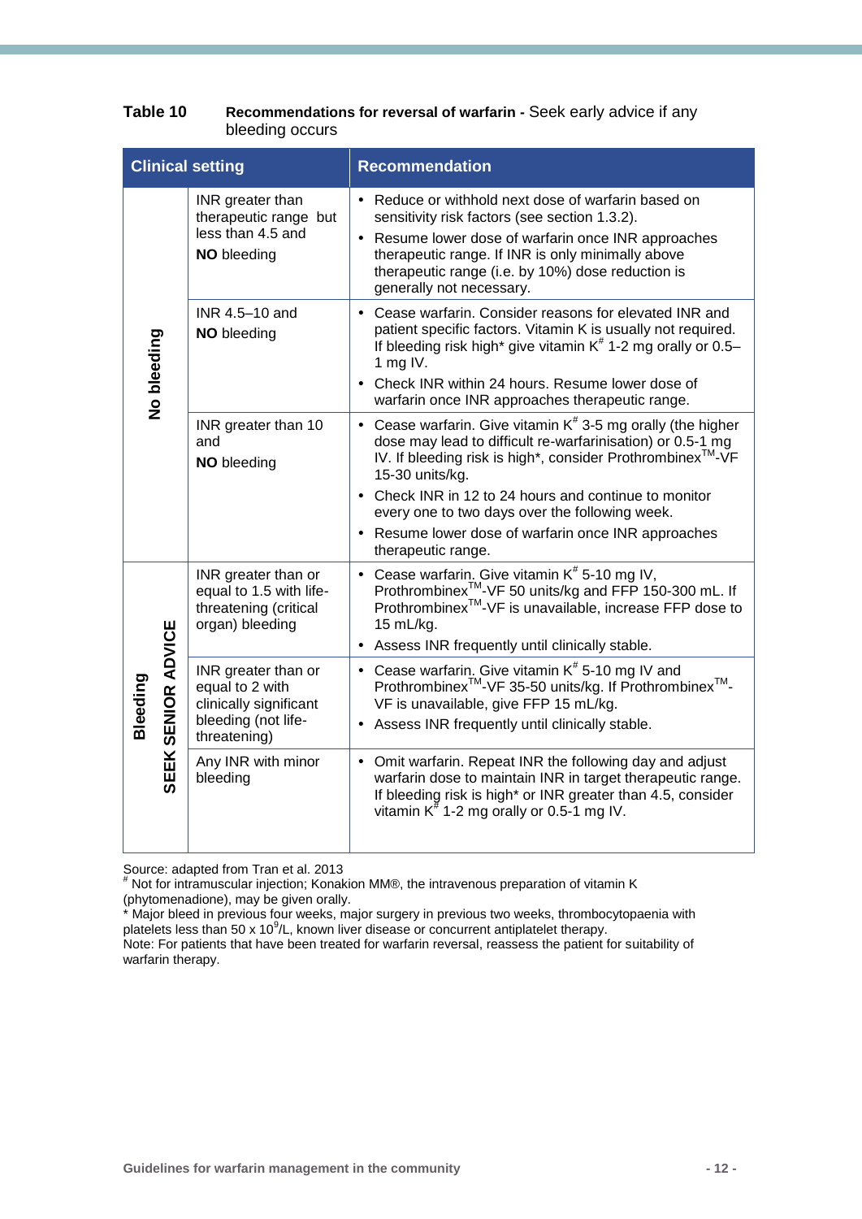**Table 10** **Recommendations for reversal of warfarin -** Seek early advice if any bleeding occurs

| Clinical setting | | Recommendation |
|---|---|---|
| **No bleeding** | INR greater than therapeutic range but less than 4.5 and **NO** bleeding | • Reduce or withhold next dose of warfarin based on sensitivity risk factors (see section 1.3.2).<br>• Resume lower dose of warfarin once INR approaches therapeutic range. If INR is only minimally above therapeutic range (i.e. by 10%) dose reduction is generally not necessary. |
| | INR 4.5–10 and **NO** bleeding | • Cease warfarin. Consider reasons for elevated INR and patient specific factors. Vitamin K is usually not required. If bleeding risk high* give vitamin K# 1-2 mg orally or 0.5–1 mg IV.<br>• Check INR within 24 hours. Resume lower dose of warfarin once INR approaches therapeutic range. |
| | INR greater than 10 and **NO** bleeding | • Cease warfarin. Give vitamin K# 3-5 mg orally (the higher dose may lead to difficult re-warfarinisation) or 0.5-1 mg IV. If bleeding risk is high*, consider Prothrombinex™-VF 15-30 units/kg.<br>• Check INR in 12 to 24 hours and continue to monitor every one to two days over the following week.<br>• Resume lower dose of warfarin once INR approaches therapeutic range. |
| **Bleeding** **SEEK SENIOR ADVICE** | INR greater than or equal to 1.5 with life-threatening (critical organ) bleeding | • Cease warfarin. Give vitamin K# 5-10 mg IV, Prothrombinex™-VF 50 units/kg and FFP 150-300 mL. If Prothrombinex™-VF is unavailable, increase FFP dose to 15 mL/kg.<br>• Assess INR frequently until clinically stable. |
| | INR greater than or equal to 2 with clinically significant bleeding (not life-threatening) | • Cease warfarin. Give vitamin K# 5-10 mg IV and Prothrombinex™-VF 35-50 units/kg. If Prothrombinex™-VF is unavailable, give FFP 15 mL/kg.<br>• Assess INR frequently until clinically stable. |
| | Any INR with minor bleeding | • Omit warfarin. Repeat INR the following day and adjust warfarin dose to maintain INR in target therapeutic range. If bleeding risk is high* or INR greater than 4.5, consider vitamin K# 1-2 mg orally or 0.5-1 mg IV. |

Source: adapted from Tran et al. 2013

# Not for intramuscular injection; Konakion MM®, the intravenous preparation of vitamin K (phytomenadione), may be given orally.

* Major bleed in previous four weeks, major surgery in previous two weeks, thrombocytopaenia with platelets less than 50 x $10^9$/L, known liver disease or concurrent antiplatelet therapy.

Note: For patients that have been treated for warfarin reversal, reassess the patient for suitability of warfarin therapy.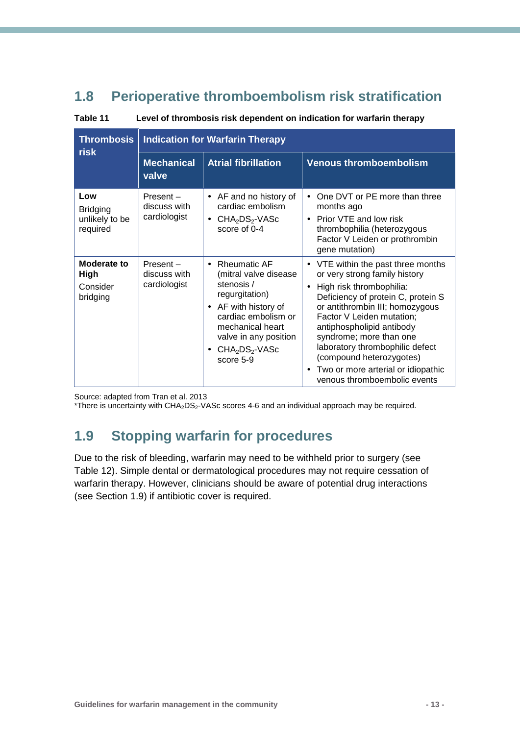## 1.8 Perioperative thromboembolism risk stratification

**Table 11 Level of thrombosis risk dependent on indication for warfarin therapy**

| Thrombosis risk | Indication for Warfarin Therapy | | |
|---|---|---|---|
| | **Mechanical valve** | **Atrial fibrillation** | **Venous thromboembolism** |
| **Low** Bridging unlikely to be required | Present – discuss with cardiologist | • AF and no history of cardiac embolism • $CHA_2DS_2$-VASc score of 0-4 | • One DVT or PE more than three months ago • Prior VTE and low risk thrombophilia (heterozygous Factor V Leiden or prothrombin gene mutation) |
| **Moderate to High** Consider bridging | Present – discuss with cardiologist | • Rheumatic AF (mitral valve disease stenosis / regurgitation) • AF with history of cardiac embolism or mechanical heart valve in any position • $CHA_2DS_2$-VASc score 5-9 | • VTE within the past three months or very strong family history • High risk thrombophilia: Deficiency of protein C, protein S or antithrombin III; homozygous Factor V Leiden mutation; antiphospholipid antibody syndrome; more than one laboratory thrombophilic defect (compound heterozygotes) • Two or more arterial or idiopathic venous thromboembolic events |

Source: adapted from Tran et al. 2013
*There is uncertainty with $CHA_2DS_2$-VASc scores 4-6 and an individual approach may be required.

## 1.9 Stopping warfarin for procedures

Due to the risk of bleeding, warfarin may need to be withheld prior to surgery (see Table 12). Simple dental or dermatological procedures may not require cessation of warfarin therapy. However, clinicians should be aware of potential drug interactions (see Section 1.9) if antibiotic cover is required.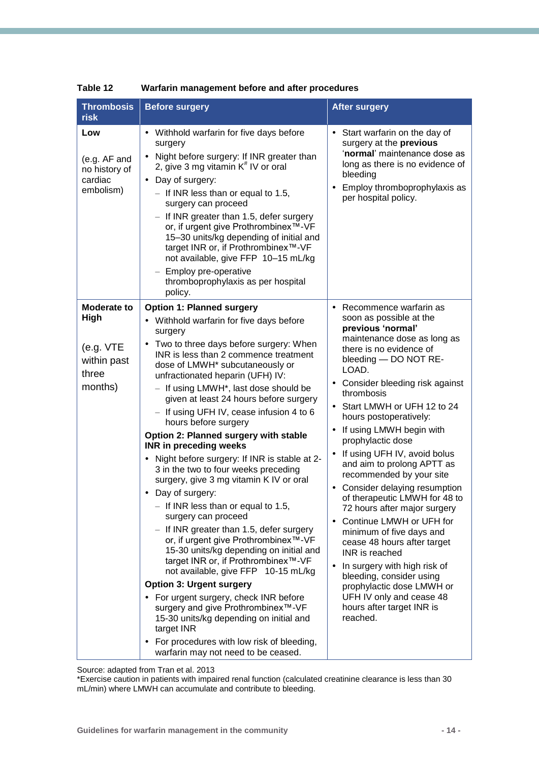**Table 12 Warfarin management before and after procedures**

| Thrombosis risk | Before surgery | After surgery |
|---|---|---|
| **Low**<br><br>(e.g. AF and no history of cardiac embolism) | • Withhold warfarin for five days before surgery<br>• Night before surgery: If INR greater than 2, give 3 mg vitamin K[#] IV or oral<br>• Day of surgery:<br>– If INR less than or equal to 1.5, surgery can proceed<br>– If INR greater than 1.5, defer surgery or, if urgent give Prothrombinex™-VF 15–30 units/kg depending of initial and target INR or, if Prothrombinex™-VF not available, give FFP 10–15 mL/kg<br>– Employ pre-operative thromboprophylaxis as per hospital policy. | • Start warfarin on the day of surgery at the **previous** '**normal**' maintenance dose as long as there is no evidence of bleeding<br>• Employ thromboprophylaxis as per hospital policy. |
| **Moderate to High**<br><br>(e.g. VTE within past three months) | **Option 1: Planned surgery**<br>• Withhold warfarin for five days before surgery<br>• Two to three days before surgery: When INR is less than 2 commence treatment dose of LMWH* subcutaneously or unfractionated heparin (UFH) IV:<br>– If using LMWH*, last dose should be given at least 24 hours before surgery<br>– If using UFH IV, cease infusion 4 to 6 hours before surgery<br>**Option 2: Planned surgery with stable INR in preceding weeks**<br>• Night before surgery: If INR is stable at 2-3 in the two to four weeks preceding surgery, give 3 mg vitamin K IV or oral<br>• Day of surgery:<br>– If INR less than or equal to 1.5, surgery can proceed<br>– If INR greater than 1.5, defer surgery or, if urgent give Prothrombinex™-VF 15-30 units/kg depending on initial and target INR or, if Prothrombinex™-VF not available, give FFP 10-15 mL/kg<br>**Option 3: Urgent surgery**<br>• For urgent surgery, check INR before surgery and give Prothrombinex™-VF 15-30 units/kg depending on initial and target INR<br>• For procedures with low risk of bleeding, warfarin may not need to be ceased. | • Recommence warfarin as soon as possible at the **previous 'normal'** maintenance dose as long as there is no evidence of bleeding — DO NOT RE-LOAD.<br>• Consider bleeding risk against thrombosis<br>• Start LMWH or UFH 12 to 24 hours postoperatively:<br>• If using LMWH begin with prophylactic dose<br>• If using UFH IV, avoid bolus and aim to prolong APTT as recommended by your site<br>• Consider delaying resumption of therapeutic LMWH for 48 to 72 hours after major surgery<br>• Continue LMWH or UFH for minimum of five days and cease 48 hours after target INR is reached<br>• In surgery with high risk of bleeding, consider using prophylactic dose LMWH or UFH IV only and cease 48 hours after target INR is reached. |

Source: adapted from Tran et al. 2013

*Exercise caution in patients with impaired renal function (calculated creatinine clearance is less than 30 mL/min) where LMWH can accumulate and contribute to bleeding.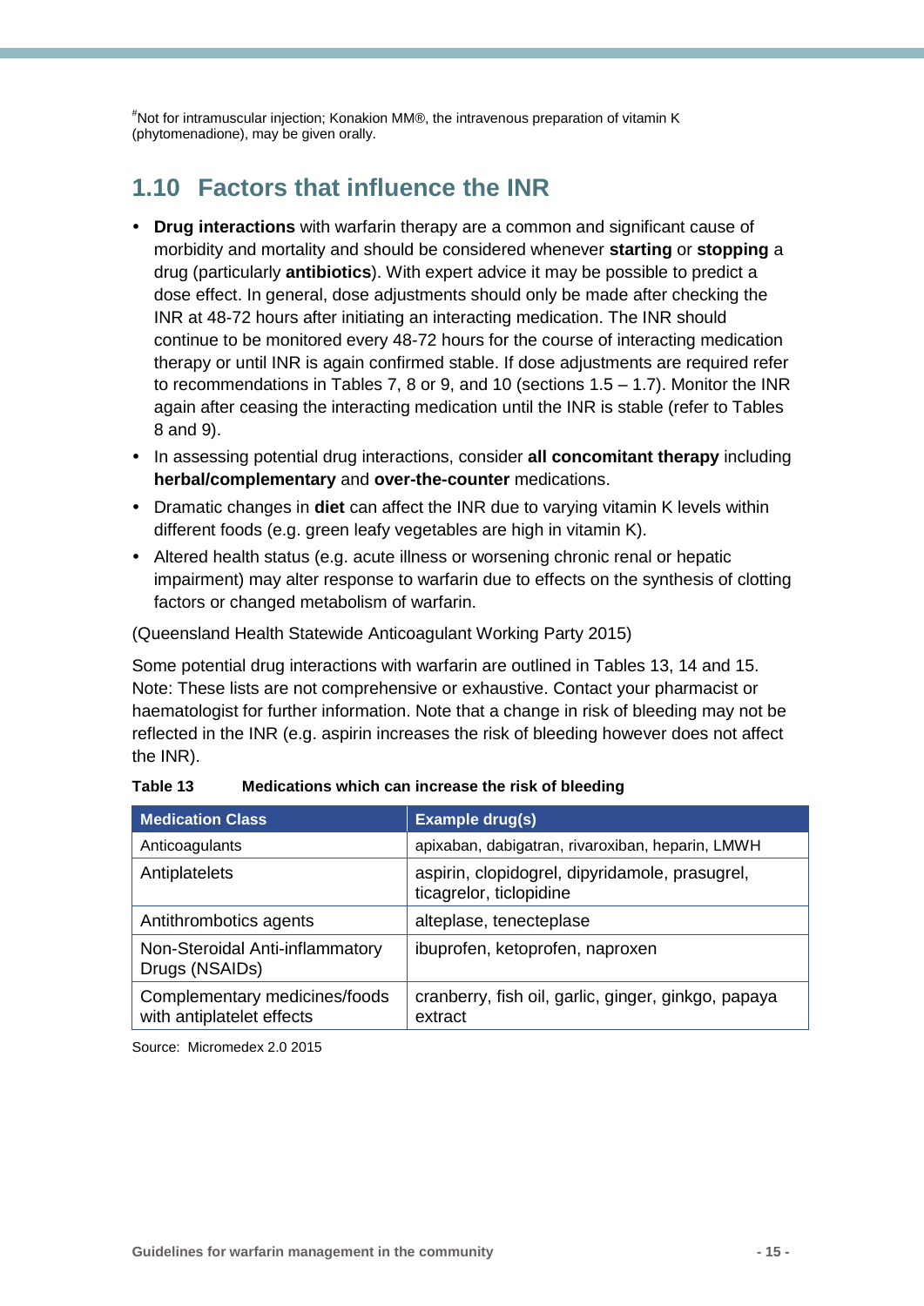#Not for intramuscular injection; Konakion MM®, the intravenous preparation of vitamin K (phytomenadione), may be given orally.

## 1.10 Factors that influence the INR

- **Drug interactions** with warfarin therapy are a common and significant cause of morbidity and mortality and should be considered whenever **starting** or **stopping** a drug (particularly **antibiotics**). With expert advice it may be possible to predict a dose effect. In general, dose adjustments should only be made after checking the INR at 48-72 hours after initiating an interacting medication. The INR should continue to be monitored every 48-72 hours for the course of interacting medication therapy or until INR is again confirmed stable. If dose adjustments are required refer to recommendations in Tables 7, 8 or 9, and 10 (sections 1.5 – 1.7). Monitor the INR again after ceasing the interacting medication until the INR is stable (refer to Tables 8 and 9).
- In assessing potential drug interactions, consider **all concomitant therapy** including **herbal/complementary** and **over-the-counter** medications.
- Dramatic changes in **diet** can affect the INR due to varying vitamin K levels within different foods (e.g. green leafy vegetables are high in vitamin K).
- Altered health status (e.g. acute illness or worsening chronic renal or hepatic impairment) may alter response to warfarin due to effects on the synthesis of clotting factors or changed metabolism of warfarin.

(Queensland Health Statewide Anticoagulant Working Party 2015)

Some potential drug interactions with warfarin are outlined in Tables 13, 14 and 15. Note: These lists are not comprehensive or exhaustive. Contact your pharmacist or haematologist for further information. Note that a change in risk of bleeding may not be reflected in the INR (e.g. aspirin increases the risk of bleeding however does not affect the INR).

**Table 13 Medications which can increase the risk of bleeding**

| Medication Class | Example drug(s) |
|---|---|
| Anticoagulants | apixaban, dabigatran, rivaroxiban, heparin, LMWH |
| Antiplatelets | aspirin, clopidogrel, dipyridamole, prasugrel, ticagrelor, ticlopidine |
| Antithrombotics agents | alteplase, tenecteplase |
| Non-Steroidal Anti-inflammatory Drugs (NSAIDs) | ibuprofen, ketoprofen, naproxen |
| Complementary medicines/foods with antiplatelet effects | cranberry, fish oil, garlic, ginger, ginkgo, papaya extract |

Source: Micromedex 2.0 2015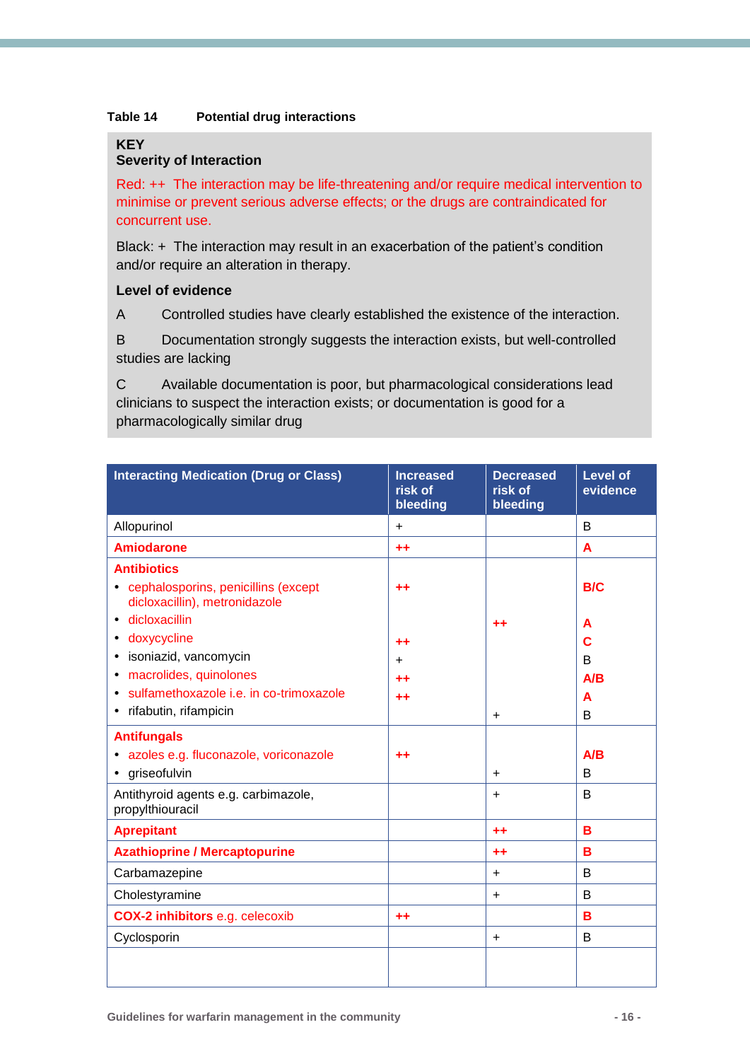**Table 14 Potential drug interactions**

**KEY**
**Severity of Interaction**

Red: ++ The interaction may be life-threatening and/or require medical intervention to minimise or prevent serious adverse effects; or the drugs are contraindicated for concurrent use.

Black: + The interaction may result in an exacerbation of the patient's condition and/or require an alteration in therapy.

**Level of evidence**

A Controlled studies have clearly established the existence of the interaction.

B Documentation strongly suggests the interaction exists, but well-controlled studies are lacking

C Available documentation is poor, but pharmacological considerations lead clinicians to suspect the interaction exists; or documentation is good for a pharmacologically similar drug

| Interacting Medication (Drug or Class) | Increased risk of bleeding | Decreased risk of bleeding | Level of evidence |
|---|---|---|---|
| Allopurinol | + | | B |
| **Amiodarone** | ++ | | A |
| **Antibiotics** | | | |
| • cephalosporins, penicillins (except dicloxacillin), metronidazole | ++ | | B/C |
| • dicloxacillin | | ++ | A |
| • doxycycline | ++ | | C |
| • isoniazid, vancomycin | + | | B |
| • macrolides, quinolones | ++ | | A/B |
| • sulfamethoxazole i.e. in co-trimoxazole | ++ | | A |
| • rifabutin, rifampicin | | + | B |
| **Antifungals** | | | |
| • azoles e.g. fluconazole, voriconazole | ++ | | A/B |
| • griseofulvin | | + | B |
| Antithyroid agents e.g. carbimazole, propylthiouracil | | + | B |
| **Aprepitant** | | ++ | B |
| **Azathioprine / Mercaptopurine** | | ++ | B |
| Carbamazepine | | + | B |
| Cholestyramine | | + | B |
| **COX-2 inhibitors** e.g. celecoxib | ++ | | B |
| Cyclosporin | | + | B |
| | | | |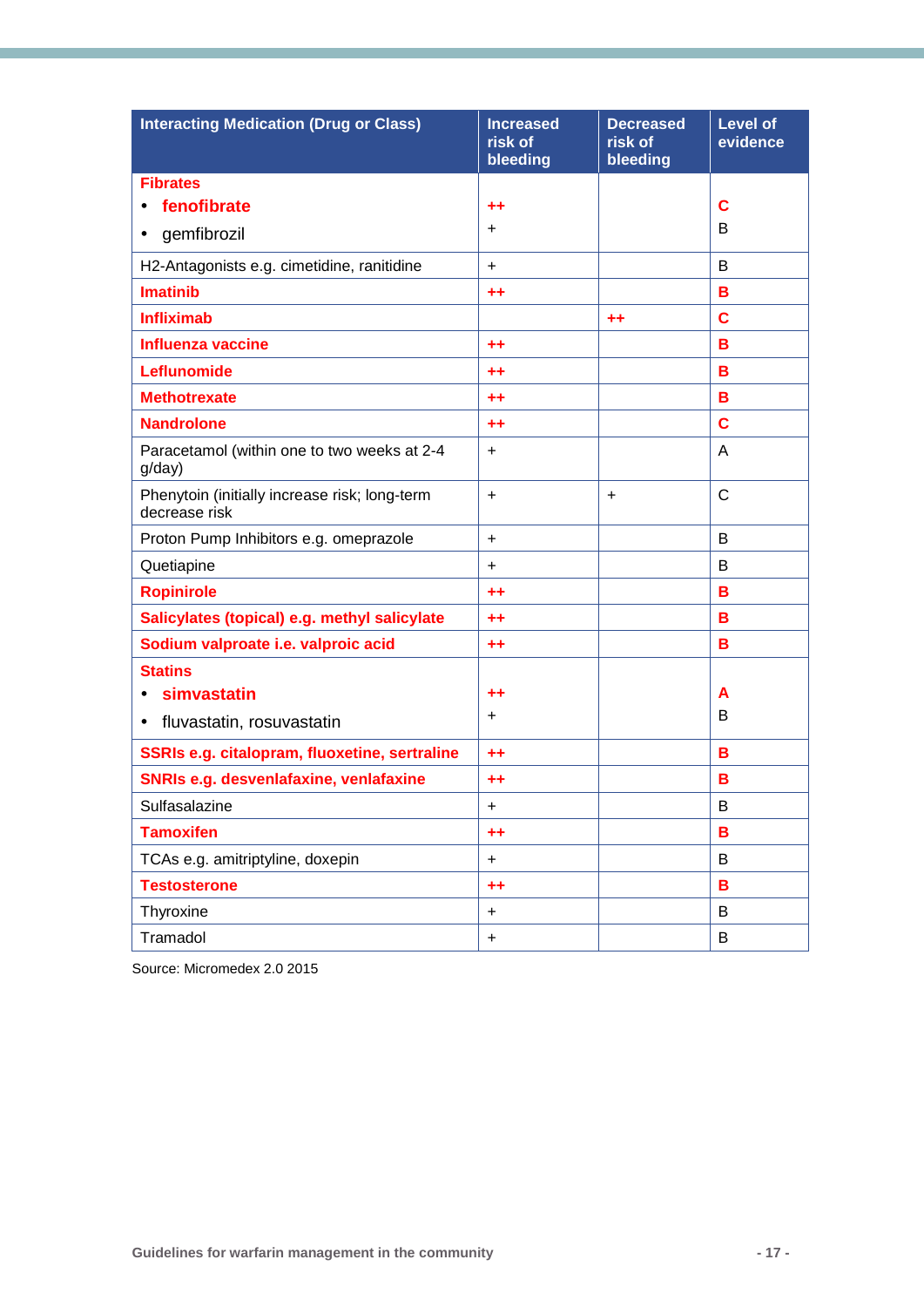| Interacting Medication (Drug or Class) | Increased risk of bleeding | Decreased risk of bleeding | Level of evidence |
|---|---|---|---|
| **Fibrates** | | | |
| • **fenofibrate** | **++** | | **C** |
| • gemfibrozil | + | | B |
| H2-Antagonists e.g. cimetidine, ranitidine | + | | B |
| **Imatinib** | **++** | | **B** |
| **Infliximab** | | **++** | **C** |
| **Influenza vaccine** | **++** | | **B** |
| **Leflunomide** | **++** | | **B** |
| **Methotrexate** | **++** | | **B** |
| **Nandrolone** | **++** | | **C** |
| Paracetamol (within one to two weeks at 2-4 g/day) | + | | A |
| Phenytoin (initially increase risk; long-term decrease risk | + | + | C |
| Proton Pump Inhibitors e.g. omeprazole | + | | B |
| Quetiapine | + | | B |
| **Ropinirole** | **++** | | **B** |
| **Salicylates (topical) e.g. methyl salicylate** | **++** | | **B** |
| **Sodium valproate i.e. valproic acid** | **++** | | **B** |
| **Statins** | | | |
| • **simvastatin** | **++** | | **A** |
| • fluvastatin, rosuvastatin | + | | B |
| **SSRIs e.g. citalopram, fluoxetine, sertraline** | **++** | | **B** |
| **SNRIs e.g. desvenlafaxine, venlafaxine** | **++** | | **B** |
| Sulfasalazine | + | | B |
| **Tamoxifen** | **++** | | **B** |
| TCAs e.g. amitriptyline, doxepin | + | | B |
| **Testosterone** | **++** | | **B** |
| Thyroxine | + | | B |
| Tramadol | + | | B |

Source: Micromedex 2.0 2015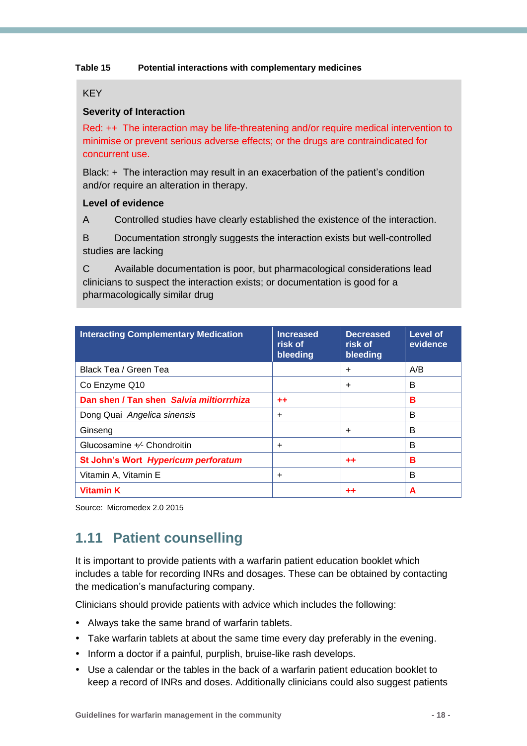**Table 15 Potential interactions with complementary medicines**

KEY

**Severity of Interaction**

Red: ++ The interaction may be life-threatening and/or require medical intervention to minimise or prevent serious adverse effects; or the drugs are contraindicated for concurrent use.

Black: + The interaction may result in an exacerbation of the patient's condition and/or require an alteration in therapy.

**Level of evidence**

A Controlled studies have clearly established the existence of the interaction.

B Documentation strongly suggests the interaction exists but well-controlled studies are lacking

C Available documentation is poor, but pharmacological considerations lead clinicians to suspect the interaction exists; or documentation is good for a pharmacologically similar drug

| Interacting Complementary Medication | Increased risk of bleeding | Decreased risk of bleeding | Level of evidence |
|---|---|---|---|
| Black Tea / Green Tea | | + | A/B |
| Co Enzyme Q10 | | + | B |
| **Dan shen / Tan shen *Salvia miltiorrrhiza*** | **++** | | **B** |
| Dong Quai *Angelica sinensis* | + | | B |
| Ginseng | | + | B |
| Glucosamine +/- Chondroitin | + | | B |
| **St John's Wort *Hypericum perforatum*** | | **++** | **B** |
| Vitamin A, Vitamin E | + | | B |
| **Vitamin K** | | **++** | **A** |

Source: Micromedex 2.0 2015

## 1.11 Patient counselling

It is important to provide patients with a warfarin patient education booklet which includes a table for recording INRs and dosages. These can be obtained by contacting the medication's manufacturing company.

Clinicians should provide patients with advice which includes the following:

- Always take the same brand of warfarin tablets.
- Take warfarin tablets at about the same time every day preferably in the evening.
- Inform a doctor if a painful, purplish, bruise-like rash develops.
- Use a calendar or the tables in the back of a warfarin patient education booklet to keep a record of INRs and doses. Additionally clinicians could also suggest patients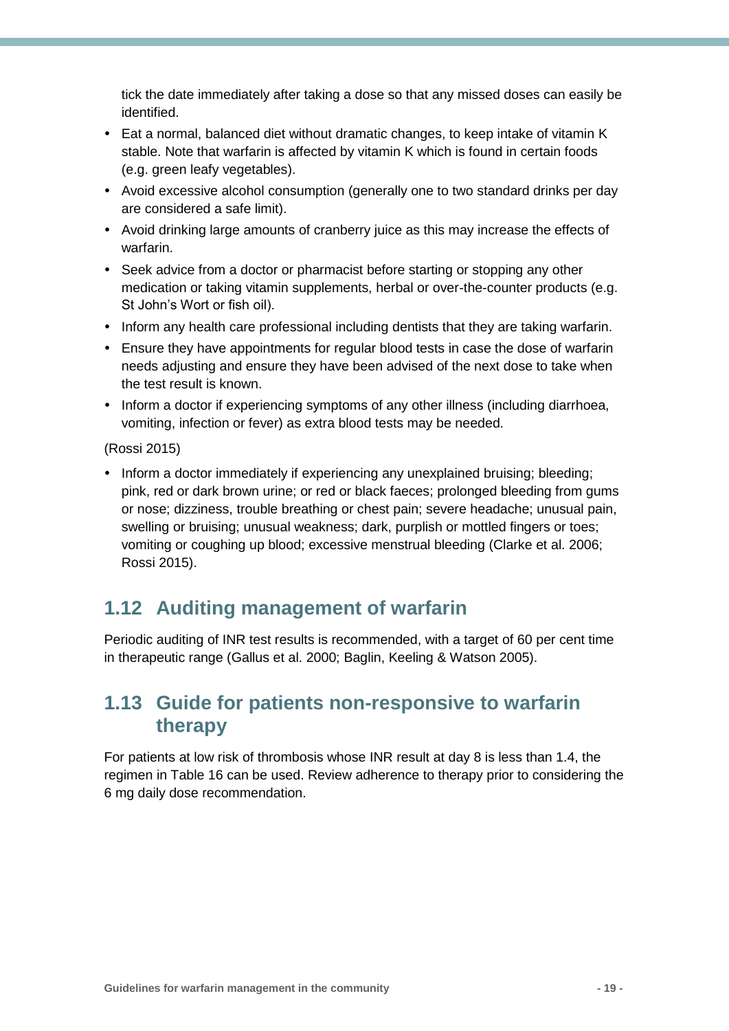tick the date immediately after taking a dose so that any missed doses can easily be identified.

- Eat a normal, balanced diet without dramatic changes, to keep intake of vitamin K stable. Note that warfarin is affected by vitamin K which is found in certain foods (e.g. green leafy vegetables).
- Avoid excessive alcohol consumption (generally one to two standard drinks per day are considered a safe limit).
- Avoid drinking large amounts of cranberry juice as this may increase the effects of warfarin.
- Seek advice from a doctor or pharmacist before starting or stopping any other medication or taking vitamin supplements, herbal or over-the-counter products (e.g. St John's Wort or fish oil).
- Inform any health care professional including dentists that they are taking warfarin.
- Ensure they have appointments for regular blood tests in case the dose of warfarin needs adjusting and ensure they have been advised of the next dose to take when the test result is known.
- Inform a doctor if experiencing symptoms of any other illness (including diarrhoea, vomiting, infection or fever) as extra blood tests may be needed.

(Rossi 2015)

- Inform a doctor immediately if experiencing any unexplained bruising; bleeding; pink, red or dark brown urine; or red or black faeces; prolonged bleeding from gums or nose; dizziness, trouble breathing or chest pain; severe headache; unusual pain, swelling or bruising; unusual weakness; dark, purplish or mottled fingers or toes; vomiting or coughing up blood; excessive menstrual bleeding (Clarke et al. 2006; Rossi 2015).

## 1.12 Auditing management of warfarin

Periodic auditing of INR test results is recommended, with a target of 60 per cent time in therapeutic range (Gallus et al. 2000; Baglin, Keeling & Watson 2005).

## 1.13 Guide for patients non-responsive to warfarin therapy

For patients at low risk of thrombosis whose INR result at day 8 is less than 1.4, the regimen in Table 16 can be used. Review adherence to therapy prior to considering the 6 mg daily dose recommendation.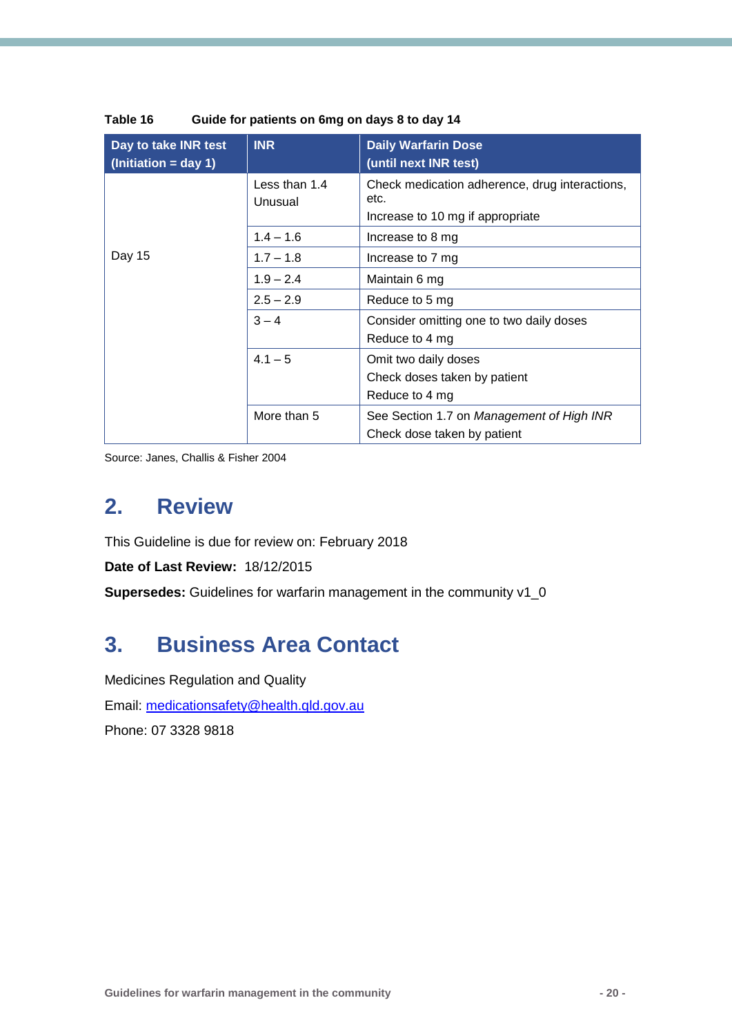**Table 16 Guide for patients on 6mg on days 8 to day 14**

| Day to take INR test (Initiation = day 1) | INR | Daily Warfarin Dose (until next INR test) |
|---|---|---|
| Day 15 | Less than 1.4 Unusual | Check medication adherence, drug interactions, etc.<br>Increase to 10 mg if appropriate |
| | 1.4 – 1.6 | Increase to 8 mg |
| | 1.7 – 1.8 | Increase to 7 mg |
| | 1.9 – 2.4 | Maintain 6 mg |
| | 2.5 – 2.9 | Reduce to 5 mg |
| | 3 – 4 | Consider omitting one to two daily doses<br>Reduce to 4 mg |
| | 4.1 – 5 | Omit two daily doses<br>Check doses taken by patient<br>Reduce to 4 mg |
| | More than 5 | See Section 1.7 on *Management of High INR*<br>Check dose taken by patient |

Source: Janes, Challis & Fisher 2004

# 2. Review

This Guideline is due for review on: February 2018

**Date of Last Review:** 18/12/2015

**Supersedes:** Guidelines for warfarin management in the community v1_0

# 3. Business Area Contact

Medicines Regulation and Quality

Email: medicationsafety@health.qld.gov.au

Phone: 07 3328 9818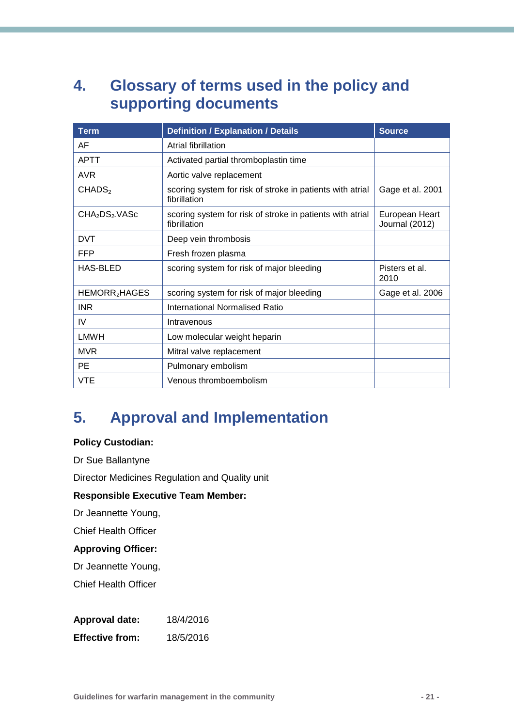# 4. Glossary of terms used in the policy and supporting documents

| Term | Definition / Explanation / Details | Source |
|---|---|---|
| AF | Atrial fibrillation | |
| APTT | Activated partial thromboplastin time | |
| AVR | Aortic valve replacement | |
| $CHADS_2$ | scoring system for risk of stroke in patients with atrial fibrillation | Gage et al. 2001 |
| $CHA_2DS_2$-VASc | scoring system for risk of stroke in patients with atrial fibrillation | European Heart Journal (2012) |
| DVT | Deep vein thrombosis | |
| FFP | Fresh frozen plasma | |
| HAS-BLED | scoring system for risk of major bleeding | Pisters et al. 2010 |
| $HEMORR_2HAGES$ | scoring system for risk of major bleeding | Gage et al. 2006 |
| INR | International Normalised Ratio | |
| IV | Intravenous | |
| LMWH | Low molecular weight heparin | |
| MVR | Mitral valve replacement | |
| PE | Pulmonary embolism | |
| VTE | Venous thromboembolism | |

# 5. Approval and Implementation

**Policy Custodian:**

Dr Sue Ballantyne

Director Medicines Regulation and Quality unit

**Responsible Executive Team Member:**

Dr Jeannette Young,

Chief Health Officer

**Approving Officer:**

Dr Jeannette Young,

Chief Health Officer

**Approval date:** 18/4/2016

**Effective from:** 18/5/2016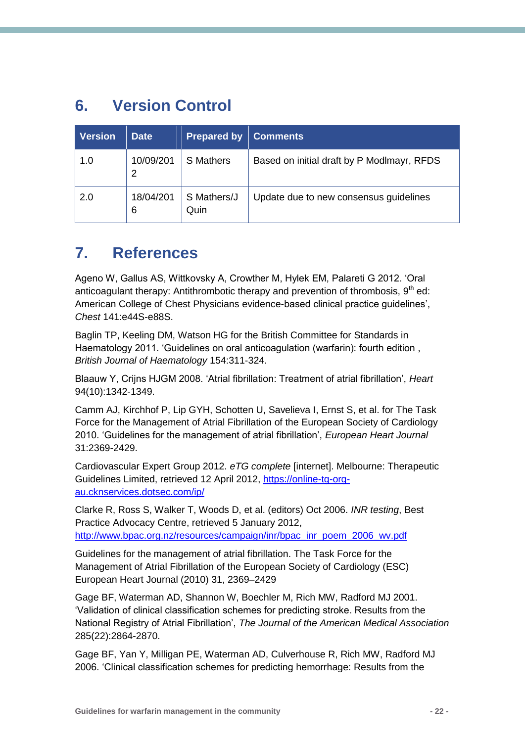## 6. Version Control

| Version | Date | Prepared by | Comments |
|---|---|---|---|
| 1.0 | 10/09/2012 | S Mathers | Based on initial draft by P Modlmayr, RFDS |
| 2.0 | 18/04/2016 | S Mathers/J Quin | Update due to new consensus guidelines |

## 7. References

Ageno W, Gallus AS, Wittkovsky A, Crowther M, Hylek EM, Palareti G 2012. 'Oral anticoagulant therapy: Antithrombotic therapy and prevention of thrombosis, 9th ed: American College of Chest Physicians evidence-based clinical practice guidelines', *Chest* 141:e44S-e88S.

Baglin TP, Keeling DM, Watson HG for the British Committee for Standards in Haematology 2011. 'Guidelines on oral anticoagulation (warfarin): fourth edition , *British Journal of Haematology* 154:311-324.

Blaauw Y, Crijns HJGM 2008. 'Atrial fibrillation: Treatment of atrial fibrillation', *Heart* 94(10):1342-1349.

Camm AJ, Kirchhof P, Lip GYH, Schotten U, Savelieva I, Ernst S, et al. for The Task Force for the Management of Atrial Fibrillation of the European Society of Cardiology 2010. 'Guidelines for the management of atrial fibrillation', *European Heart Journal* 31:2369-2429.

Cardiovascular Expert Group 2012. *eTG complete* [internet]. Melbourne: Therapeutic Guidelines Limited, retrieved 12 April 2012, https://online-tg-org-au.cknservices.dotsec.com/ip/

Clarke R, Ross S, Walker T, Woods D, et al. (editors) Oct 2006. *INR testing*, Best Practice Advocacy Centre, retrieved 5 January 2012, http://www.bpac.org.nz/resources/campaign/inr/bpac_inr_poem_2006_wv.pdf

Guidelines for the management of atrial fibrillation. The Task Force for the Management of Atrial Fibrillation of the European Society of Cardiology (ESC) European Heart Journal (2010) 31, 2369–2429

Gage BF, Waterman AD, Shannon W, Boechler M, Rich MW, Radford MJ 2001. 'Validation of clinical classification schemes for predicting stroke. Results from the National Registry of Atrial Fibrillation', *The Journal of the American Medical Association* 285(22):2864-2870.

Gage BF, Yan Y, Milligan PE, Waterman AD, Culverhouse R, Rich MW, Radford MJ 2006. 'Clinical classification schemes for predicting hemorrhage: Results from the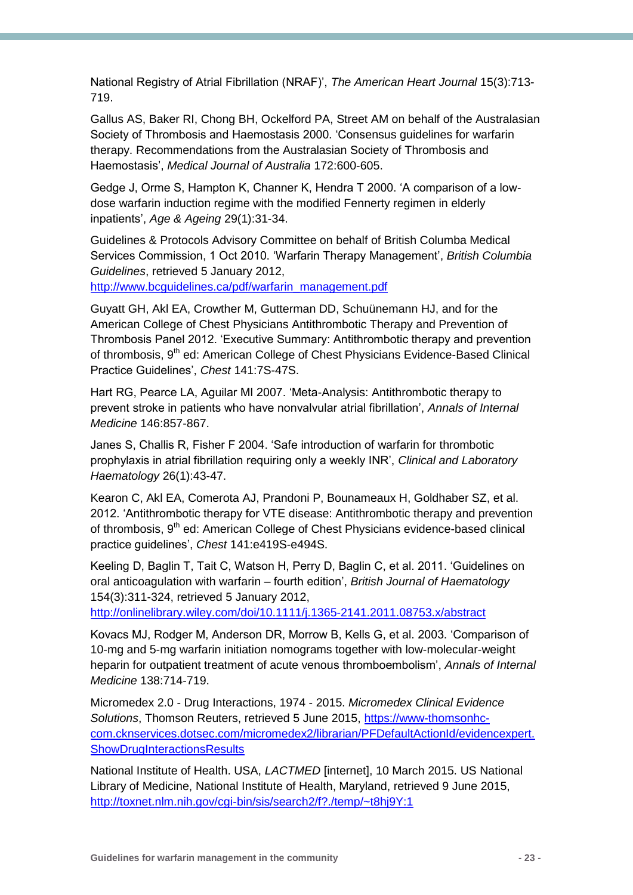National Registry of Atrial Fibrillation (NRAF)', *The American Heart Journal* 15(3):713-719.

Gallus AS, Baker RI, Chong BH, Ockelford PA, Street AM on behalf of the Australasian Society of Thrombosis and Haemostasis 2000. 'Consensus guidelines for warfarin therapy. Recommendations from the Australasian Society of Thrombosis and Haemostasis', *Medical Journal of Australia* 172:600-605.

Gedge J, Orme S, Hampton K, Channer K, Hendra T 2000. 'A comparison of a low-dose warfarin induction regime with the modified Fennerty regimen in elderly inpatients', *Age & Ageing* 29(1):31-34.

Guidelines & Protocols Advisory Committee on behalf of British Columba Medical Services Commission, 1 Oct 2010. 'Warfarin Therapy Management', *British Columbia Guidelines*, retrieved 5 January 2012, http://www.bcguidelines.ca/pdf/warfarin_management.pdf

Guyatt GH, Akl EA, Crowther M, Gutterman DD, Schuünemann HJ, and for the American College of Chest Physicians Antithrombotic Therapy and Prevention of Thrombosis Panel 2012. 'Executive Summary: Antithrombotic therapy and prevention of thrombosis, 9th ed: American College of Chest Physicians Evidence-Based Clinical Practice Guidelines', *Chest* 141:7S-47S.

Hart RG, Pearce LA, Aguilar MI 2007. 'Meta-Analysis: Antithrombotic therapy to prevent stroke in patients who have nonvalvular atrial fibrillation', *Annals of Internal Medicine* 146:857-867.

Janes S, Challis R, Fisher F 2004. 'Safe introduction of warfarin for thrombotic prophylaxis in atrial fibrillation requiring only a weekly INR', *Clinical and Laboratory Haematology* 26(1):43-47.

Kearon C, Akl EA, Comerota AJ, Prandoni P, Bounameaux H, Goldhaber SZ, et al. 2012. 'Antithrombotic therapy for VTE disease: Antithrombotic therapy and prevention of thrombosis, 9th ed: American College of Chest Physicians evidence-based clinical practice guidelines', *Chest* 141:e419S-e494S.

Keeling D, Baglin T, Tait C, Watson H, Perry D, Baglin C, et al. 2011. 'Guidelines on oral anticoagulation with warfarin – fourth edition', *British Journal of Haematology* 154(3):311-324, retrieved 5 January 2012, http://onlinelibrary.wiley.com/doi/10.1111/j.1365-2141.2011.08753.x/abstract

Kovacs MJ, Rodger M, Anderson DR, Morrow B, Kells G, et al. 2003. 'Comparison of 10-mg and 5-mg warfarin initiation nomograms together with low-molecular-weight heparin for outpatient treatment of acute venous thromboembolism', *Annals of Internal Medicine* 138:714-719.

Micromedex 2.0 - Drug Interactions, 1974 - 2015. *Micromedex Clinical Evidence Solutions*, Thomson Reuters, retrieved 5 June 2015, https://www-thomsonhc-com.cknservices.dotsec.com/micromedex2/librarian/PFDefaultActionId/evidencexpert.ShowDrugInteractionsResults

National Institute of Health. USA, *LACTMED* [internet], 10 March 2015. US National Library of Medicine, National Institute of Health, Maryland, retrieved 9 June 2015, http://toxnet.nlm.nih.gov/cgi-bin/sis/search2/f?./temp/~t8hj9Y:1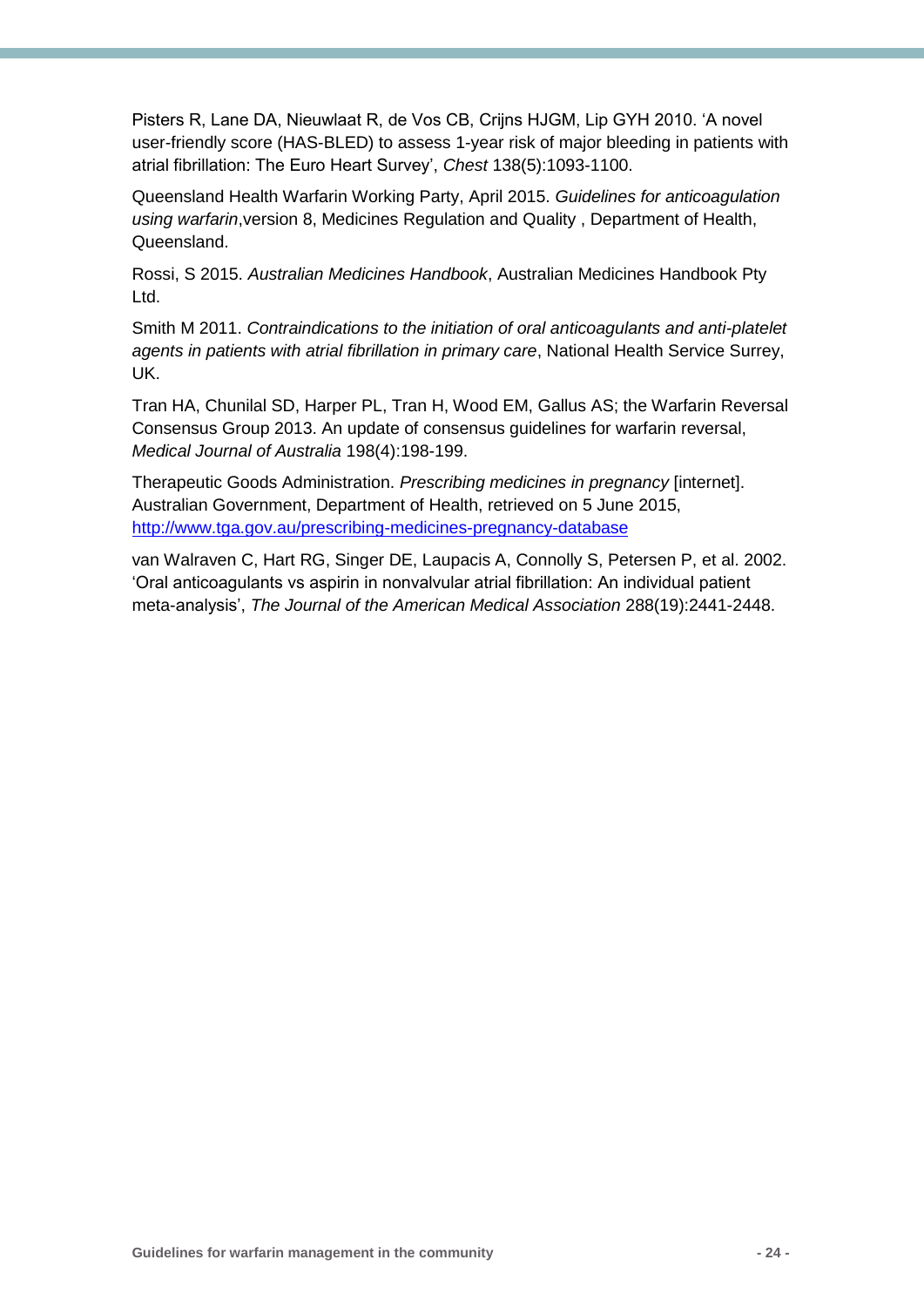Pisters R, Lane DA, Nieuwlaat R, de Vos CB, Crijns HJGM, Lip GYH 2010. 'A novel user-friendly score (HAS-BLED) to assess 1-year risk of major bleeding in patients with atrial fibrillation: The Euro Heart Survey', *Chest* 138(5):1093-1100.

Queensland Health Warfarin Working Party, April 2015. *Guidelines for anticoagulation using warfarin*,version 8, Medicines Regulation and Quality , Department of Health, Queensland.

Rossi, S 2015. *Australian Medicines Handbook*, Australian Medicines Handbook Pty Ltd.

Smith M 2011. *Contraindications to the initiation of oral anticoagulants and anti-platelet agents in patients with atrial fibrillation in primary care*, National Health Service Surrey, UK.

Tran HA, Chunilal SD, Harper PL, Tran H, Wood EM, Gallus AS; the Warfarin Reversal Consensus Group 2013. An update of consensus guidelines for warfarin reversal, *Medical Journal of Australia* 198(4):198-199.

Therapeutic Goods Administration. *Prescribing medicines in pregnancy* [internet]. Australian Government, Department of Health, retrieved on 5 June 2015, http://www.tga.gov.au/prescribing-medicines-pregnancy-database

van Walraven C, Hart RG, Singer DE, Laupacis A, Connolly S, Petersen P, et al. 2002. 'Oral anticoagulants vs aspirin in nonvalvular atrial fibrillation: An individual patient meta-analysis', *The Journal of the American Medical Association* 288(19):2441-2448.